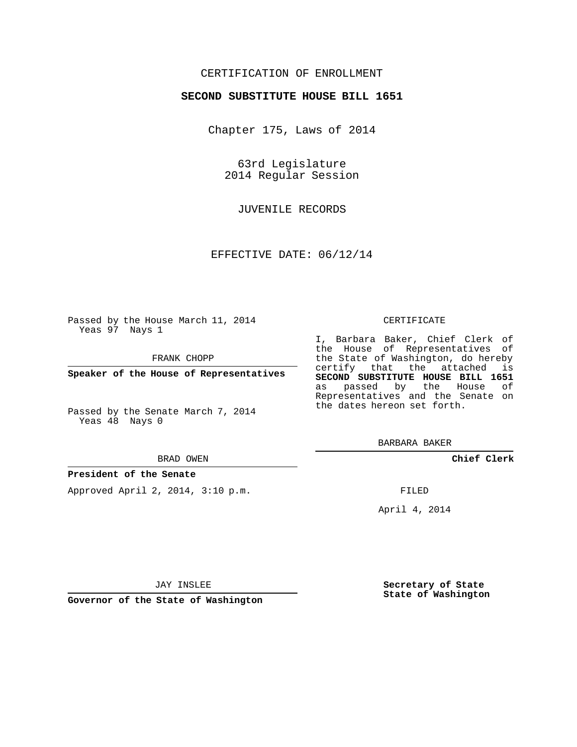CERTIFICATION OF ENROLLMENT

**SECOND SUBSTITUTE HOUSE BILL 1651**

Chapter 175, Laws of 2014

63rd Legislature
2014 Regular Session

JUVENILE RECORDS

EFFECTIVE DATE: 06/12/14

Passed by the House March 11, 2014
Yeas 97 Nays 1

FRANK CHOPP

**Speaker of the House of Representatives**

Passed by the Senate March 7, 2014
Yeas 48 Nays 0

BRAD OWEN

**President of the Senate**

Approved April 2, 2014, 3:10 p.m.

JAY INSLEE

**Governor of the State of Washington**

CERTIFICATE

I, Barbara Baker, Chief Clerk of the House of Representatives of the State of Washington, do hereby certify that the attached is **SECOND SUBSTITUTE HOUSE BILL 1651** as passed by the House of Representatives and the Senate on the dates hereon set forth.

BARBARA BAKER

**Chief Clerk**

FILED

April 4, 2014

**Secretary of State**
**State of Washington**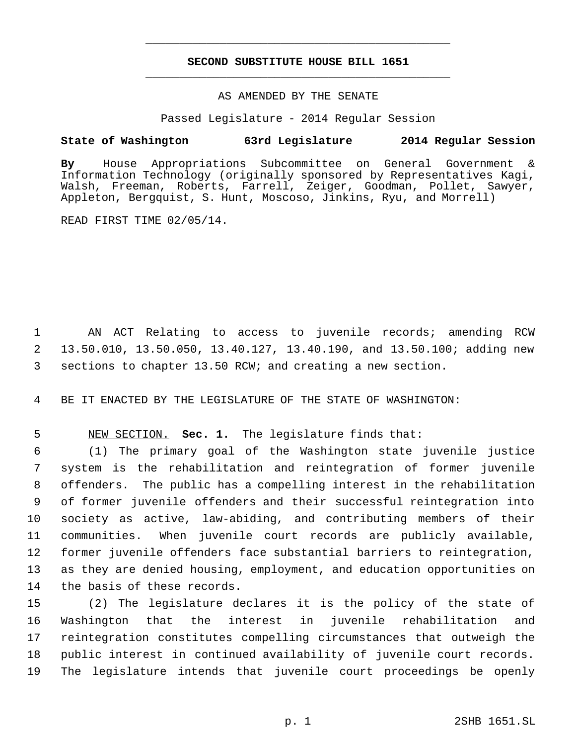# SECOND SUBSTITUTE HOUSE BILL 1651

AS AMENDED BY THE SENATE

Passed Legislature - 2014 Regular Session

**State of Washington 63rd Legislature 2014 Regular Session**

**By** House Appropriations Subcommittee on General Government & Information Technology (originally sponsored by Representatives Kagi, Walsh, Freeman, Roberts, Farrell, Zeiger, Goodman, Pollet, Sawyer, Appleton, Bergquist, S. Hunt, Moscoso, Jinkins, Ryu, and Morrell)

READ FIRST TIME 02/05/14.

AN ACT Relating to access to juvenile records; amending RCW 13.50.010, 13.50.050, 13.40.127, 13.40.190, and 13.50.100; adding new sections to chapter 13.50 RCW; and creating a new section.

BE IT ENACTED BY THE LEGISLATURE OF THE STATE OF WASHINGTON:

NEW SECTION. **Sec. 1.** The legislature finds that:

(1) The primary goal of the Washington state juvenile justice system is the rehabilitation and reintegration of former juvenile offenders. The public has a compelling interest in the rehabilitation of former juvenile offenders and their successful reintegration into society as active, law-abiding, and contributing members of their communities. When juvenile court records are publicly available, former juvenile offenders face substantial barriers to reintegration, as they are denied housing, employment, and education opportunities on the basis of these records.

(2) The legislature declares it is the policy of the state of Washington that the interest in juvenile rehabilitation and reintegration constitutes compelling circumstances that outweigh the public interest in continued availability of juvenile court records. The legislature intends that juvenile court proceedings be openly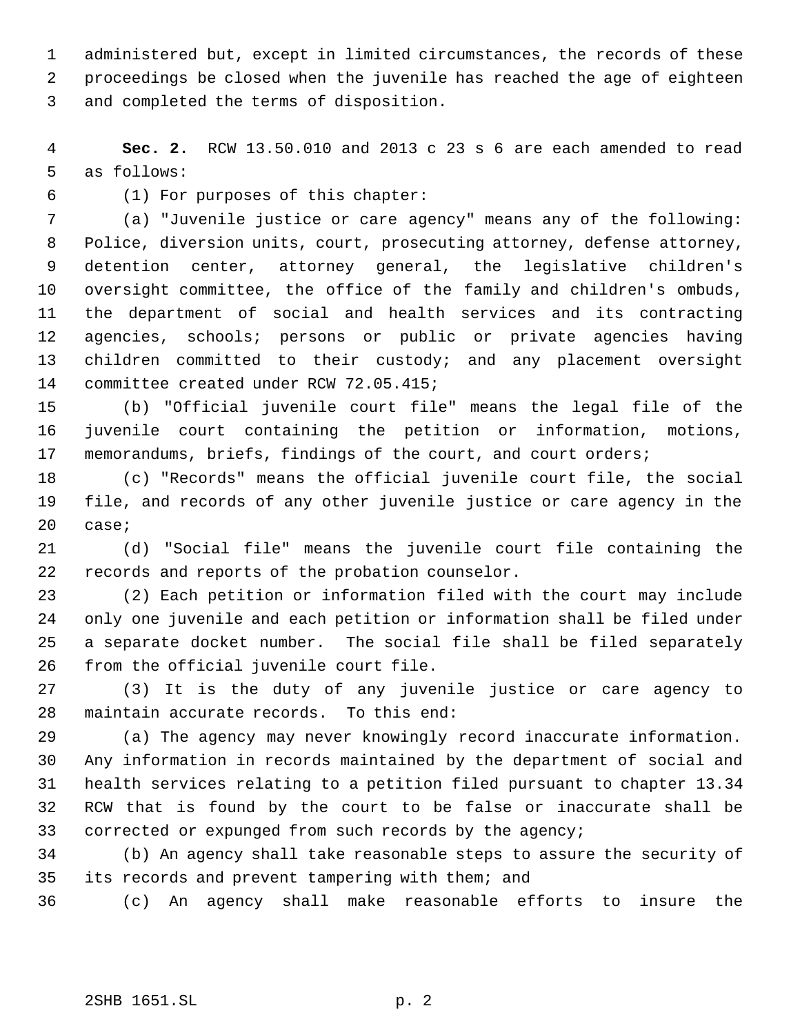administered but, except in limited circumstances, the records of these proceedings be closed when the juvenile has reached the age of eighteen and completed the terms of disposition.

**Sec. 2.** RCW 13.50.010 and 2013 c 23 s 6 are each amended to read as follows:

(1) For purposes of this chapter:

(a) "Juvenile justice or care agency" means any of the following: Police, diversion units, court, prosecuting attorney, defense attorney, detention center, attorney general, the legislative children's oversight committee, the office of the family and children's ombuds, the department of social and health services and its contracting agencies, schools; persons or public or private agencies having children committed to their custody; and any placement oversight committee created under RCW 72.05.415;

(b) "Official juvenile court file" means the legal file of the juvenile court containing the petition or information, motions, memorandums, briefs, findings of the court, and court orders;

(c) "Records" means the official juvenile court file, the social file, and records of any other juvenile justice or care agency in the case;

(d) "Social file" means the juvenile court file containing the records and reports of the probation counselor.

(2) Each petition or information filed with the court may include only one juvenile and each petition or information shall be filed under a separate docket number. The social file shall be filed separately from the official juvenile court file.

(3) It is the duty of any juvenile justice or care agency to maintain accurate records. To this end:

(a) The agency may never knowingly record inaccurate information. Any information in records maintained by the department of social and health services relating to a petition filed pursuant to chapter 13.34 RCW that is found by the court to be false or inaccurate shall be corrected or expunged from such records by the agency;

(b) An agency shall take reasonable steps to assure the security of its records and prevent tampering with them; and

(c) An agency shall make reasonable efforts to insure the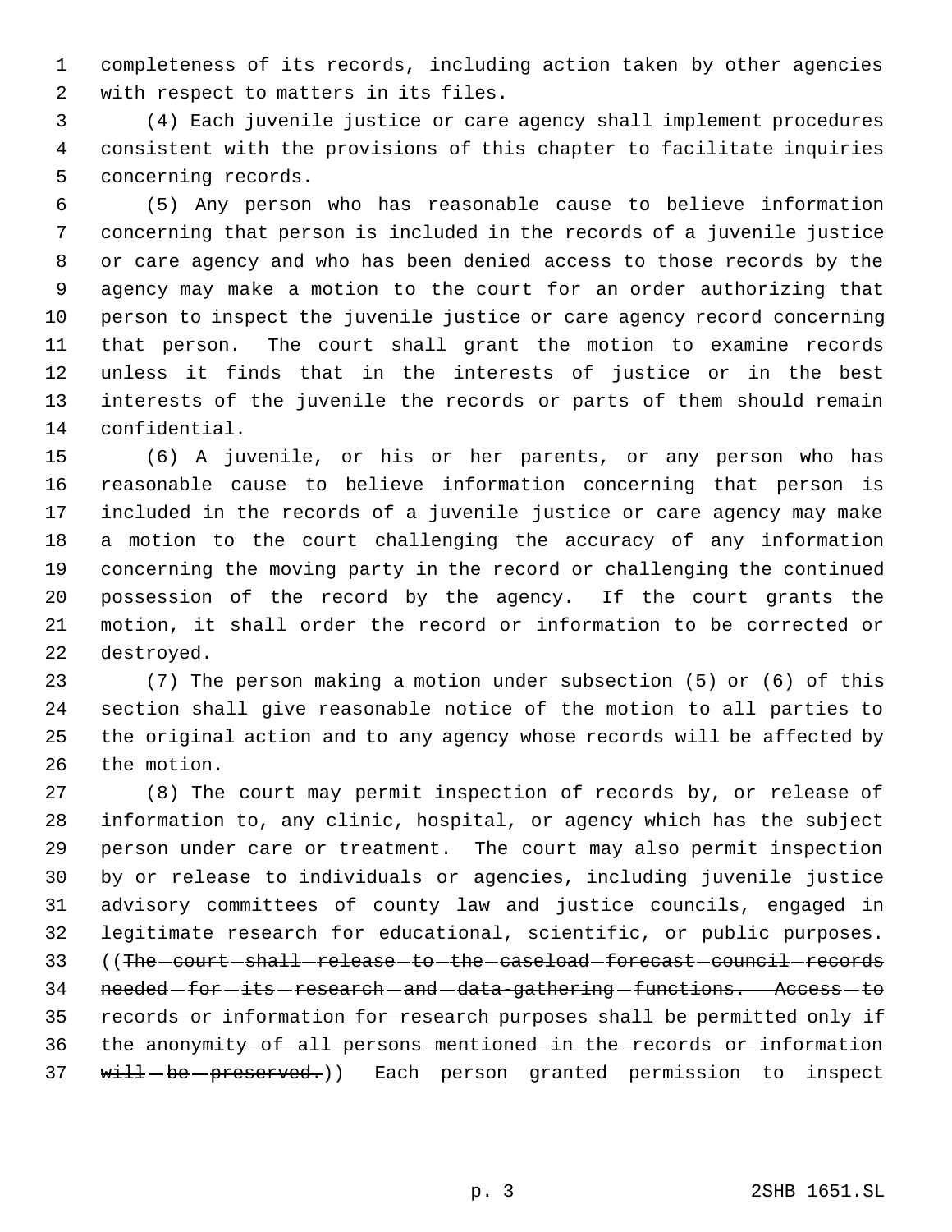completeness of its records, including action taken by other agencies with respect to matters in its files.

(4) Each juvenile justice or care agency shall implement procedures consistent with the provisions of this chapter to facilitate inquiries concerning records.

(5) Any person who has reasonable cause to believe information concerning that person is included in the records of a juvenile justice or care agency and who has been denied access to those records by the agency may make a motion to the court for an order authorizing that person to inspect the juvenile justice or care agency record concerning that person. The court shall grant the motion to examine records unless it finds that in the interests of justice or in the best interests of the juvenile the records or parts of them should remain confidential.

(6) A juvenile, or his or her parents, or any person who has reasonable cause to believe information concerning that person is included in the records of a juvenile justice or care agency may make a motion to the court challenging the accuracy of any information concerning the moving party in the record or challenging the continued possession of the record by the agency. If the court grants the motion, it shall order the record or information to be corrected or destroyed.

(7) The person making a motion under subsection (5) or (6) of this section shall give reasonable notice of the motion to all parties to the original action and to any agency whose records will be affected by the motion.

(8) The court may permit inspection of records by, or release of information to, any clinic, hospital, or agency which has the subject person under care or treatment. The court may also permit inspection by or release to individuals or agencies, including juvenile justice advisory committees of county law and justice councils, engaged in legitimate research for educational, scientific, or public purposes. ((~~The court shall release to the caseload forecast council records needed for its research and data-gathering functions. Access to records or information for research purposes shall be permitted only if the anonymity of all persons mentioned in the records or information will be preserved.~~)) Each person granted permission to inspect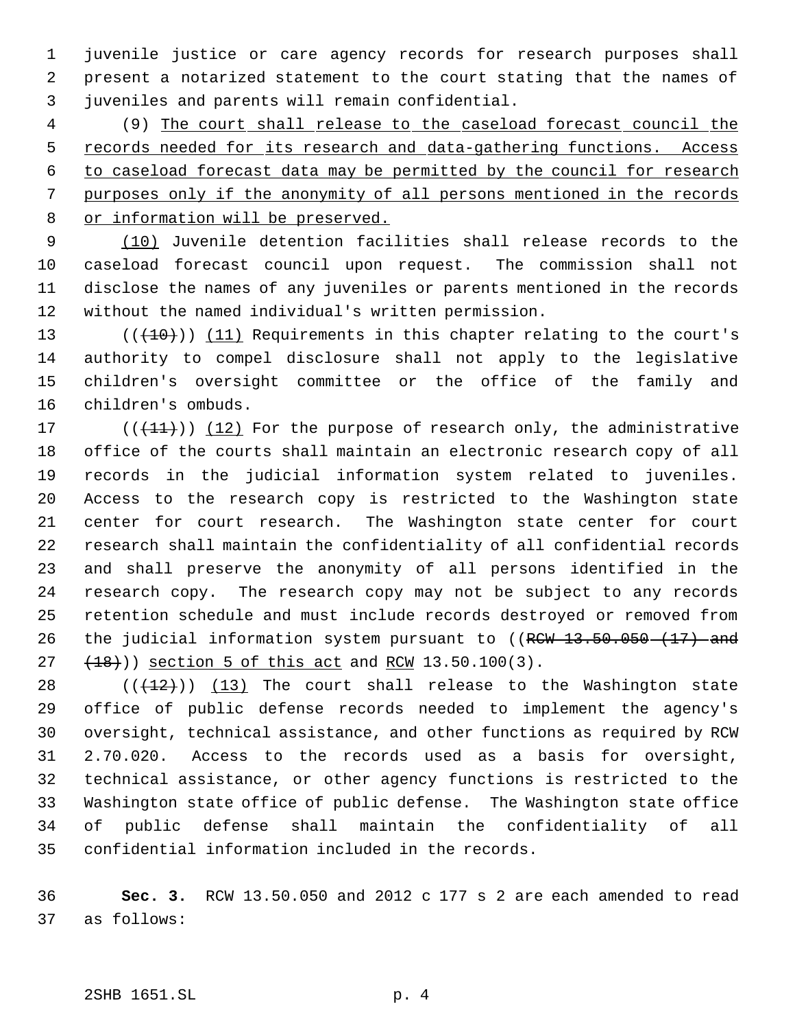juvenile justice or care agency records for research purposes shall present a notarized statement to the court stating that the names of juveniles and parents will remain confidential.

(9) The court shall release to the caseload forecast council the records needed for its research and data-gathering functions. Access to caseload forecast data may be permitted by the council for research purposes only if the anonymity of all persons mentioned in the records or information will be preserved.

(10) Juvenile detention facilities shall release records to the caseload forecast council upon request. The commission shall not disclose the names of any juveniles or parents mentioned in the records without the named individual's written permission.

(((10))) (11) Requirements in this chapter relating to the court's authority to compel disclosure shall not apply to the legislative children's oversight committee or the office of the family and children's ombuds.

(((11))) (12) For the purpose of research only, the administrative office of the courts shall maintain an electronic research copy of all records in the judicial information system related to juveniles. Access to the research copy is restricted to the Washington state center for court research. The Washington state center for court research shall maintain the confidentiality of all confidential records and shall preserve the anonymity of all persons identified in the research copy. The research copy may not be subject to any records retention schedule and must include records destroyed or removed from the judicial information system pursuant to ((~~RCW 13.50.050 (17) and (18)~~)) section 5 of this act and RCW 13.50.100(3).

(((12))) (13) The court shall release to the Washington state office of public defense records needed to implement the agency's oversight, technical assistance, and other functions as required by RCW 2.70.020. Access to the records used as a basis for oversight, technical assistance, or other agency functions is restricted to the Washington state office of public defense. The Washington state office of public defense shall maintain the confidentiality of all confidential information included in the records.

**Sec. 3.** RCW 13.50.050 and 2012 c 177 s 2 are each amended to read as follows: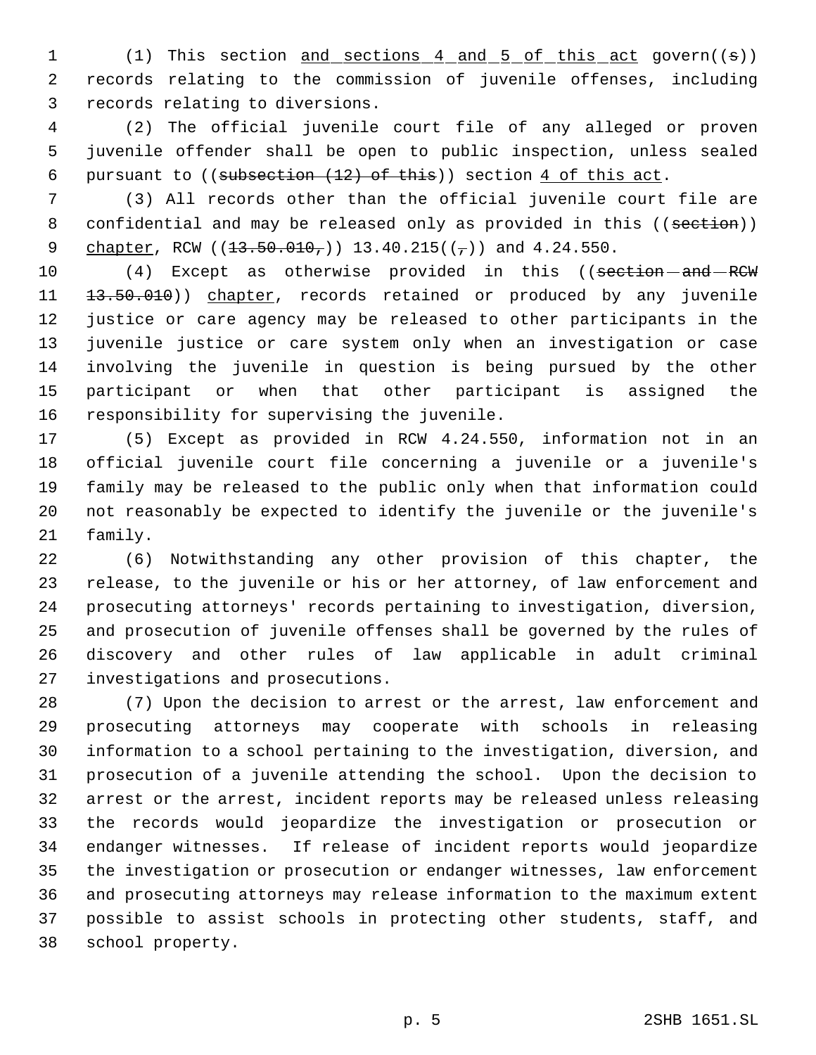(1) This section and sections 4 and 5 of this act govern((s)) records relating to the commission of juvenile offenses, including records relating to diversions.

(2) The official juvenile court file of any alleged or proven juvenile offender shall be open to public inspection, unless sealed pursuant to ((subsection (12) of this)) section 4 of this act.

(3) All records other than the official juvenile court file are confidential and may be released only as provided in this ((section)) chapter, RCW ((13.50.010,)) 13.40.215((,)) and 4.24.550.

(4) Except as otherwise provided in this ((section and RCW 13.50.010)) chapter, records retained or produced by any juvenile justice or care agency may be released to other participants in the juvenile justice or care system only when an investigation or case involving the juvenile in question is being pursued by the other participant or when that other participant is assigned the responsibility for supervising the juvenile.

(5) Except as provided in RCW 4.24.550, information not in an official juvenile court file concerning a juvenile or a juvenile's family may be released to the public only when that information could not reasonably be expected to identify the juvenile or the juvenile's family.

(6) Notwithstanding any other provision of this chapter, the release, to the juvenile or his or her attorney, of law enforcement and prosecuting attorneys' records pertaining to investigation, diversion, and prosecution of juvenile offenses shall be governed by the rules of discovery and other rules of law applicable in adult criminal investigations and prosecutions.

(7) Upon the decision to arrest or the arrest, law enforcement and prosecuting attorneys may cooperate with schools in releasing information to a school pertaining to the investigation, diversion, and prosecution of a juvenile attending the school. Upon the decision to arrest or the arrest, incident reports may be released unless releasing the records would jeopardize the investigation or prosecution or endanger witnesses. If release of incident reports would jeopardize the investigation or prosecution or endanger witnesses, law enforcement and prosecuting attorneys may release information to the maximum extent possible to assist schools in protecting other students, staff, and school property.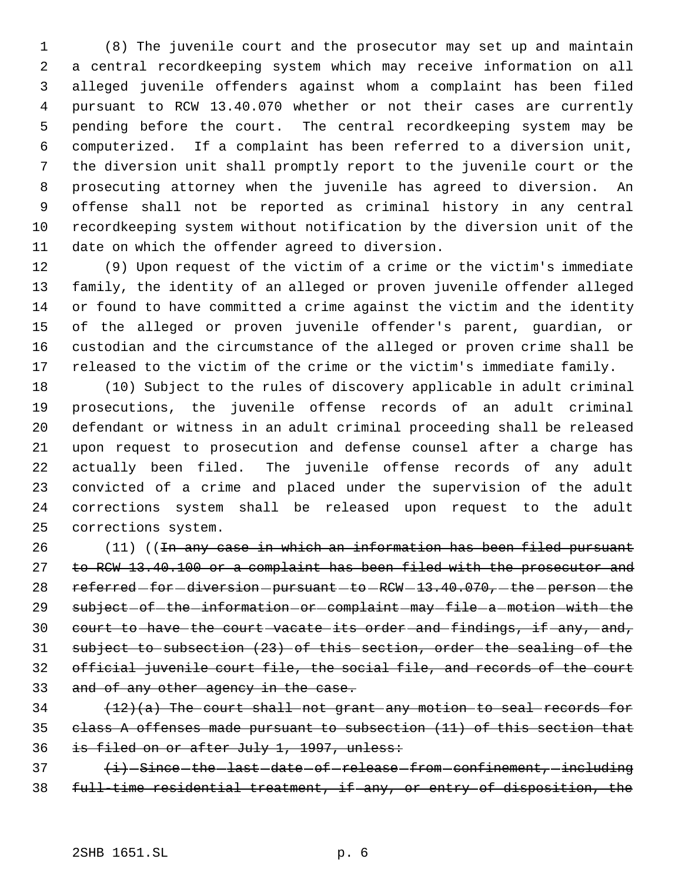(8) The juvenile court and the prosecutor may set up and maintain a central recordkeeping system which may receive information on all alleged juvenile offenders against whom a complaint has been filed pursuant to RCW 13.40.070 whether or not their cases are currently pending before the court. The central recordkeeping system may be computerized. If a complaint has been referred to a diversion unit, the diversion unit shall promptly report to the juvenile court or the prosecuting attorney when the juvenile has agreed to diversion. An offense shall not be reported as criminal history in any central recordkeeping system without notification by the diversion unit of the date on which the offender agreed to diversion.

(9) Upon request of the victim of a crime or the victim's immediate family, the identity of an alleged or proven juvenile offender alleged or found to have committed a crime against the victim and the identity of the alleged or proven juvenile offender's parent, guardian, or custodian and the circumstance of the alleged or proven crime shall be released to the victim of the crime or the victim's immediate family.

(10) Subject to the rules of discovery applicable in adult criminal prosecutions, the juvenile offense records of an adult criminal defendant or witness in an adult criminal proceeding shall be released upon request to prosecution and defense counsel after a charge has actually been filed. The juvenile offense records of any adult convicted of a crime and placed under the supervision of the adult corrections system shall be released upon request to the adult corrections system.

(11) ((~~In any case in which an information has been filed pursuant to RCW 13.40.100 or a complaint has been filed with the prosecutor and referred for diversion pursuant to RCW 13.40.070, the person the subject of the information or complaint may file a motion with the court to have the court vacate its order and findings, if any, and, subject to subsection (23) of this section, order the sealing of the official juvenile court file, the social file, and records of the court and of any other agency in the case.~~

~~(12)(a) The court shall not grant any motion to seal records for class A offenses made pursuant to subsection (11) of this section that is filed on or after July 1, 1997, unless:~~

~~(i) Since the last date of release from confinement, including full-time residential treatment, if any, or entry of disposition, the~~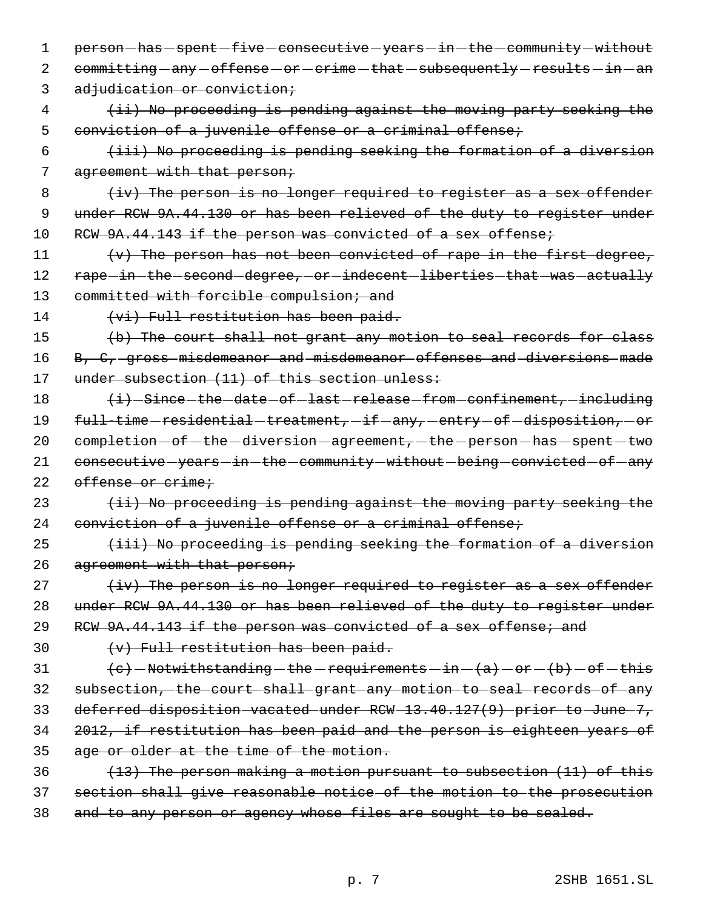~~person has spent five consecutive years in the community without committing any offense or crime that subsequently results in an adjudication or conviction;~~

~~(ii) No proceeding is pending against the moving party seeking the conviction of a juvenile offense or a criminal offense;~~

~~(iii) No proceeding is pending seeking the formation of a diversion agreement with that person;~~

~~(iv) The person is no longer required to register as a sex offender under RCW 9A.44.130 or has been relieved of the duty to register under RCW 9A.44.143 if the person was convicted of a sex offense;~~

~~(v) The person has not been convicted of rape in the first degree, rape in the second degree, or indecent liberties that was actually committed with forcible compulsion; and~~

~~(vi) Full restitution has been paid.~~

~~(b) The court shall not grant any motion to seal records for class B, C, gross misdemeanor and misdemeanor offenses and diversions made under subsection (11) of this section unless:~~

~~(i) Since the date of last release from confinement, including full-time residential treatment, if any, entry of disposition, or completion of the diversion agreement, the person has spent two consecutive years in the community without being convicted of any offense or crime;~~

~~(ii) No proceeding is pending against the moving party seeking the conviction of a juvenile offense or a criminal offense;~~

~~(iii) No proceeding is pending seeking the formation of a diversion agreement with that person;~~

~~(iv) The person is no longer required to register as a sex offender under RCW 9A.44.130 or has been relieved of the duty to register under RCW 9A.44.143 if the person was convicted of a sex offense; and~~

~~(v) Full restitution has been paid.~~

~~(c) Notwithstanding the requirements in (a) or (b) of this subsection, the court shall grant any motion to seal records of any deferred disposition vacated under RCW 13.40.127(9) prior to June 7, 2012, if restitution has been paid and the person is eighteen years of age or older at the time of the motion.~~

~~(13) The person making a motion pursuant to subsection (11) of this section shall give reasonable notice of the motion to the prosecution and to any person or agency whose files are sought to be sealed.~~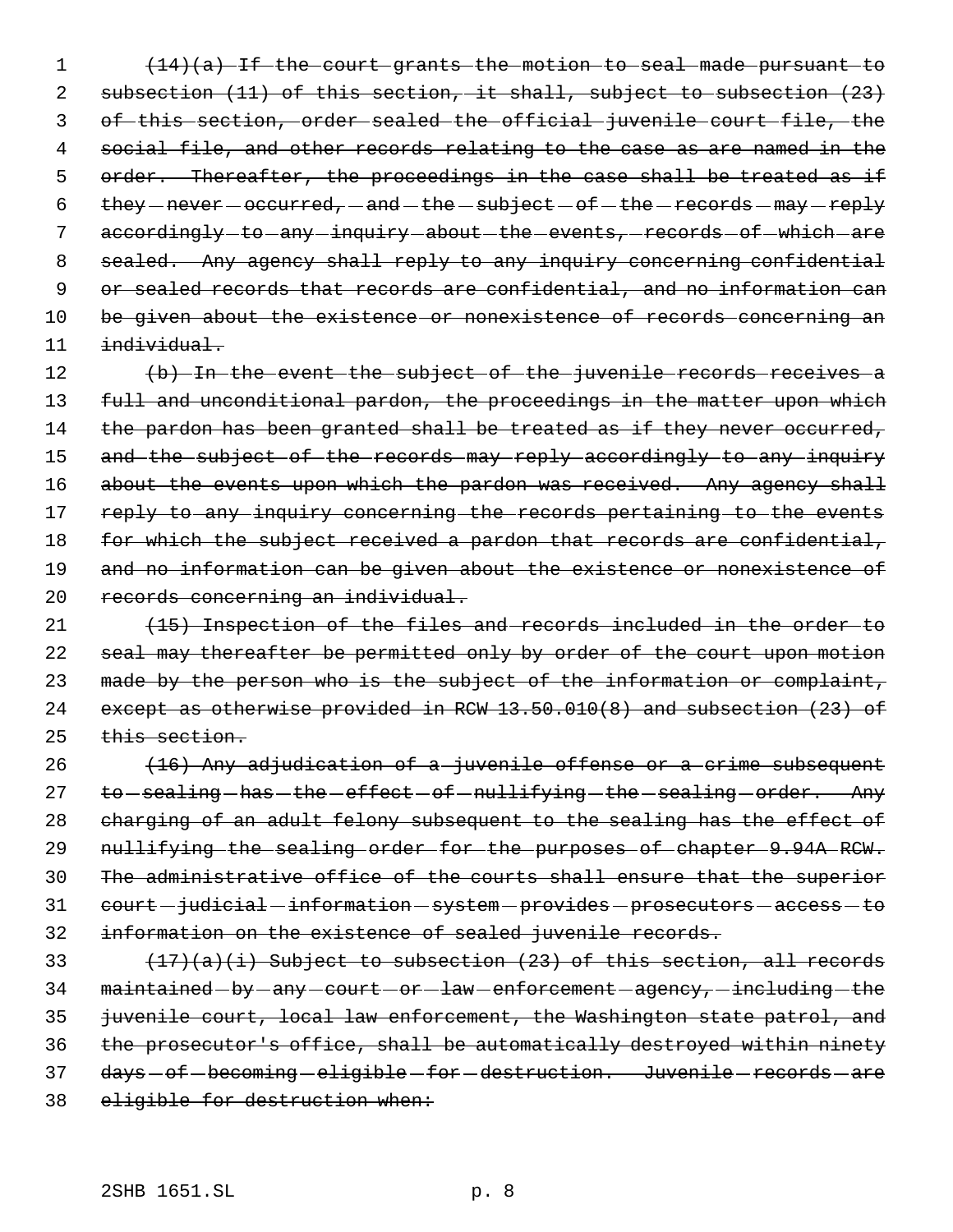~~(14)(a) If the court grants the motion to seal made pursuant to subsection (11) of this section, it shall, subject to subsection (23) of this section, order sealed the official juvenile court file, the social file, and other records relating to the case as are named in the order. Thereafter, the proceedings in the case shall be treated as if they never occurred, and the subject of the records may reply accordingly to any inquiry about the events, records of which are sealed. Any agency shall reply to any inquiry concerning confidential or sealed records that records are confidential, and no information can be given about the existence or nonexistence of records concerning an individual.~~

~~(b) In the event the subject of the juvenile records receives a full and unconditional pardon, the proceedings in the matter upon which the pardon has been granted shall be treated as if they never occurred, and the subject of the records may reply accordingly to any inquiry about the events upon which the pardon was received. Any agency shall reply to any inquiry concerning the records pertaining to the events for which the subject received a pardon that records are confidential, and no information can be given about the existence or nonexistence of records concerning an individual.~~

~~(15) Inspection of the files and records included in the order to seal may thereafter be permitted only by order of the court upon motion made by the person who is the subject of the information or complaint, except as otherwise provided in RCW 13.50.010(8) and subsection (23) of this section.~~

~~(16) Any adjudication of a juvenile offense or a crime subsequent to sealing has the effect of nullifying the sealing order. Any charging of an adult felony subsequent to the sealing has the effect of nullifying the sealing order for the purposes of chapter 9.94A RCW. The administrative office of the courts shall ensure that the superior court judicial information system provides prosecutors access to information on the existence of sealed juvenile records.~~

~~(17)(a)(i) Subject to subsection (23) of this section, all records maintained by any court or law enforcement agency, including the juvenile court, local law enforcement, the Washington state patrol, and the prosecutor's office, shall be automatically destroyed within ninety days of becoming eligible for destruction. Juvenile records are eligible for destruction when:~~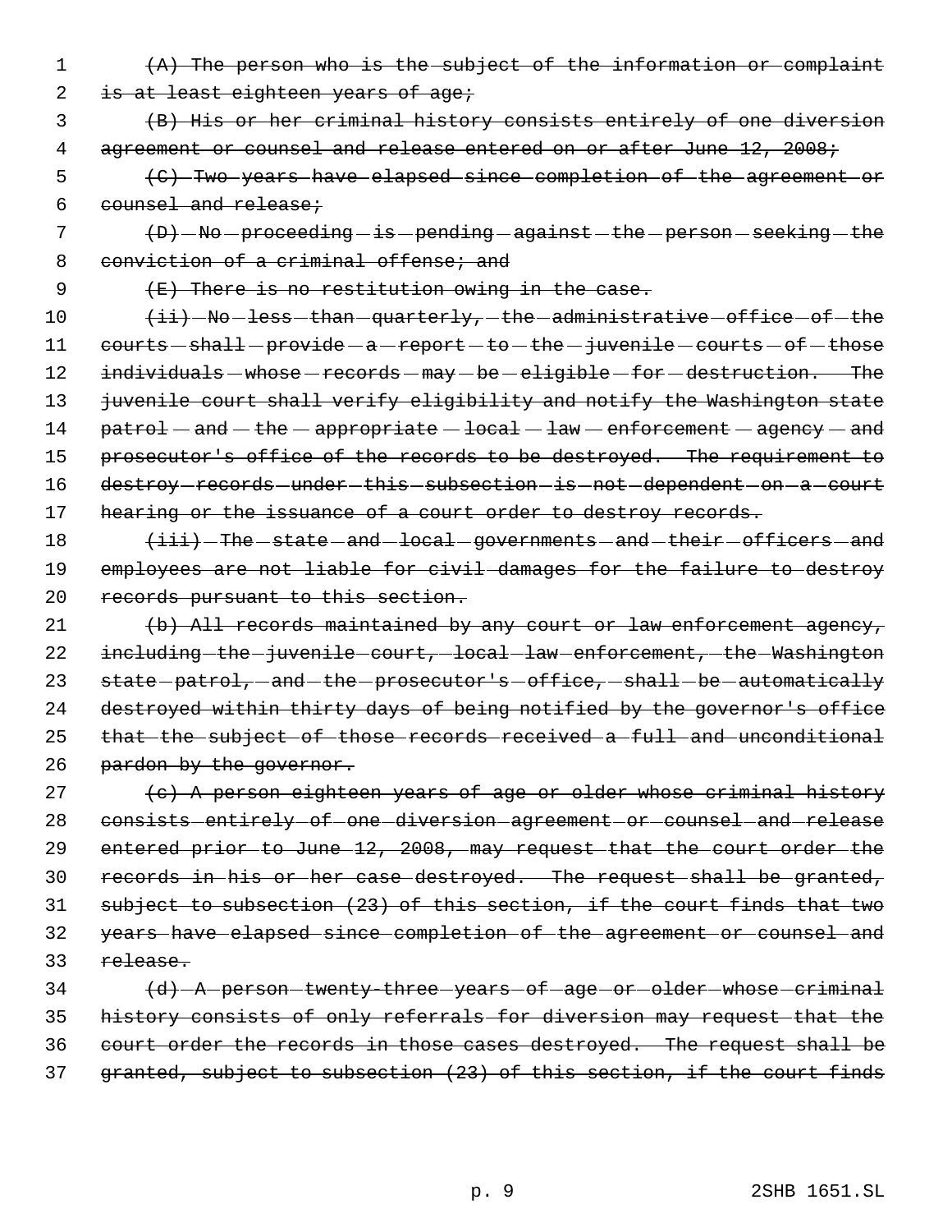~~(A) The person who is the subject of the information or complaint is at least eighteen years of age;~~

~~(B) His or her criminal history consists entirely of one diversion agreement or counsel and release entered on or after June 12, 2008;~~

~~(C) Two years have elapsed since completion of the agreement or counsel and release;~~

~~(D) No proceeding is pending against the person seeking the conviction of a criminal offense; and~~

~~(E) There is no restitution owing in the case.~~

~~(ii) No less than quarterly, the administrative office of the courts shall provide a report to the juvenile courts of those individuals whose records may be eligible for destruction. The juvenile court shall verify eligibility and notify the Washington state patrol and the appropriate local law enforcement agency and prosecutor's office of the records to be destroyed. The requirement to destroy records under this subsection is not dependent on a court hearing or the issuance of a court order to destroy records.~~

~~(iii) The state and local governments and their officers and employees are not liable for civil damages for the failure to destroy records pursuant to this section.~~

~~(b) All records maintained by any court or law enforcement agency, including the juvenile court, local law enforcement, the Washington state patrol, and the prosecutor's office, shall be automatically destroyed within thirty days of being notified by the governor's office that the subject of those records received a full and unconditional pardon by the governor.~~

~~(c) A person eighteen years of age or older whose criminal history consists entirely of one diversion agreement or counsel and release entered prior to June 12, 2008, may request that the court order the records in his or her case destroyed. The request shall be granted, subject to subsection (23) of this section, if the court finds that two years have elapsed since completion of the agreement or counsel and release.~~

~~(d) A person twenty-three years of age or older whose criminal history consists of only referrals for diversion may request that the court order the records in those cases destroyed. The request shall be granted, subject to subsection (23) of this section, if the court finds~~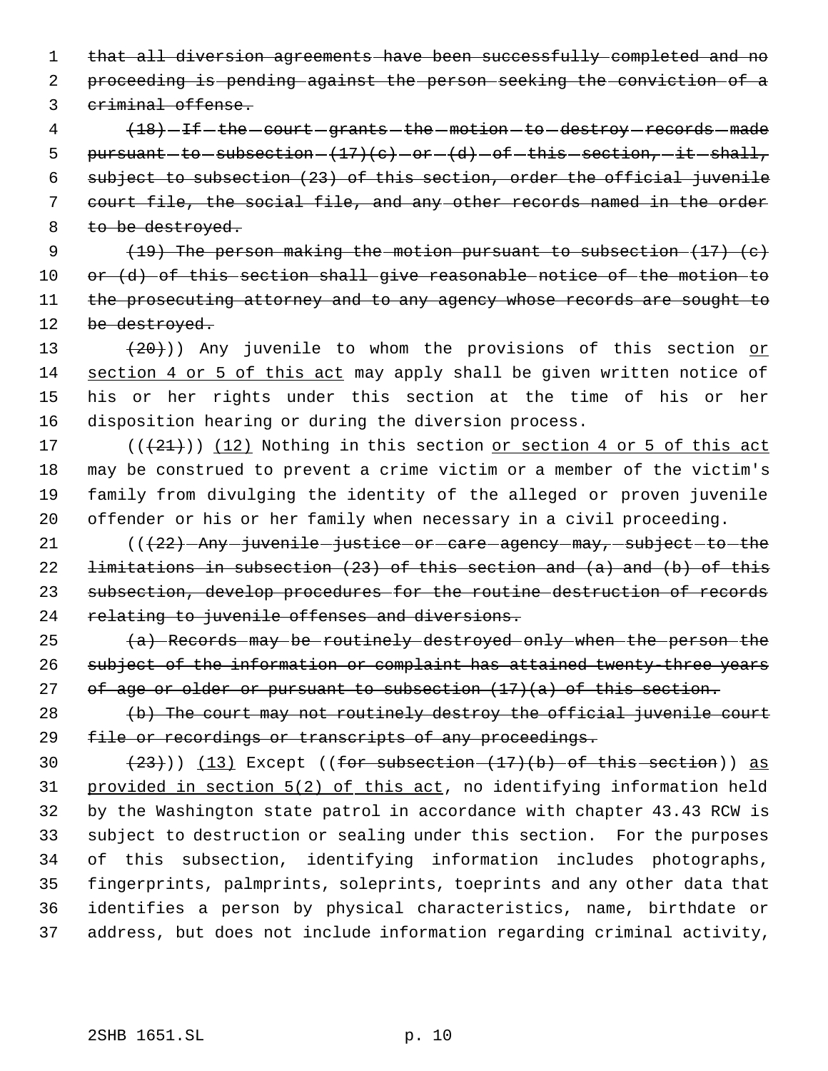that all diversion agreements have been successfully completed and no proceeding is pending against the person seeking the conviction of a criminal offense.

(18) If the court grants the motion to destroy records made pursuant to subsection (17)(c) or (d) of this section, it shall, subject to subsection (23) of this section, order the official juvenile court file, the social file, and any other records named in the order to be destroyed.

(19) The person making the motion pursuant to subsection (17) (c) or (d) of this section shall give reasonable notice of the motion to the prosecuting attorney and to any agency whose records are sought to be destroyed.

(20))) Any juvenile to whom the provisions of this section or section 4 or 5 of this act may apply shall be given written notice of his or her rights under this section at the time of his or her disposition hearing or during the diversion process.

(((21))) (12) Nothing in this section or section 4 or 5 of this act may be construed to prevent a crime victim or a member of the victim's family from divulging the identity of the alleged or proven juvenile offender or his or her family when necessary in a civil proceeding.

(((22) Any juvenile justice or care agency may, subject to the limitations in subsection (23) of this section and (a) and (b) of this subsection, develop procedures for the routine destruction of records relating to juvenile offenses and diversions.

(a) Records may be routinely destroyed only when the person the subject of the information or complaint has attained twenty-three years of age or older or pursuant to subsection (17)(a) of this section.

(b) The court may not routinely destroy the official juvenile court file or recordings or transcripts of any proceedings.

(23))) (13) Except ((for subsection (17)(b) of this section)) as provided in section 5(2) of this act, no identifying information held by the Washington state patrol in accordance with chapter 43.43 RCW is subject to destruction or sealing under this section. For the purposes of this subsection, identifying information includes photographs, fingerprints, palmprints, soleprints, toeprints and any other data that identifies a person by physical characteristics, name, birthdate or address, but does not include information regarding criminal activity,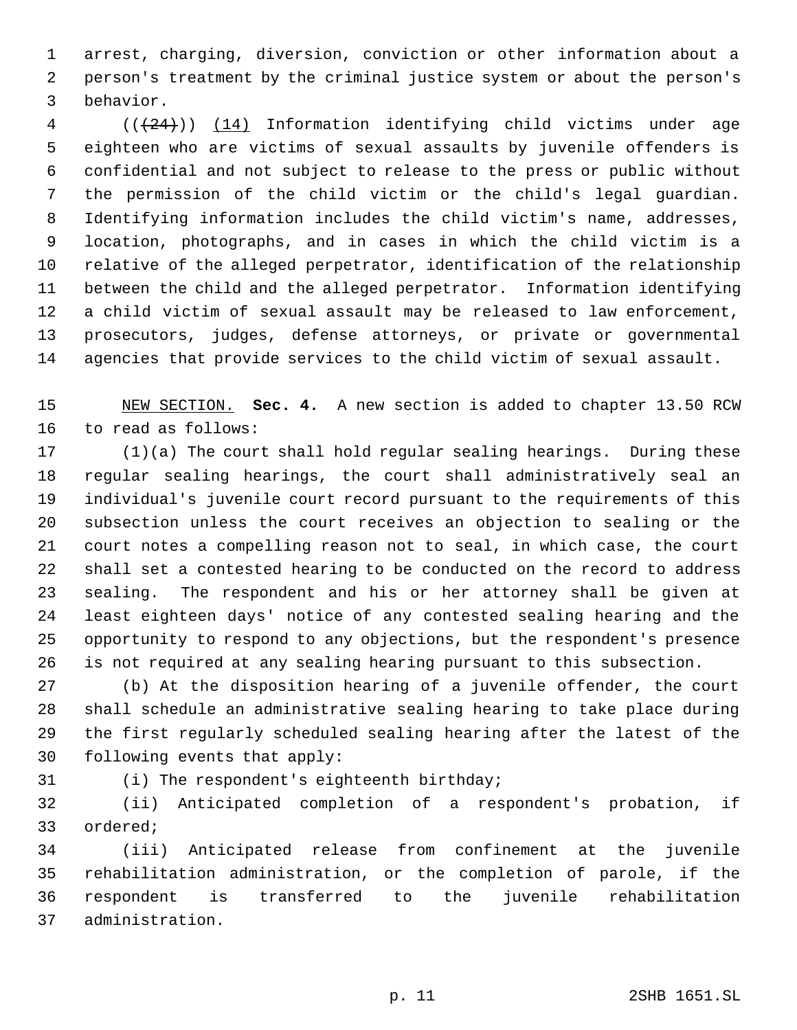arrest, charging, diversion, conviction or other information about a person's treatment by the criminal justice system or about the person's behavior.

(((24))) (14) Information identifying child victims under age eighteen who are victims of sexual assaults by juvenile offenders is confidential and not subject to release to the press or public without the permission of the child victim or the child's legal guardian. Identifying information includes the child victim's name, addresses, location, photographs, and in cases in which the child victim is a relative of the alleged perpetrator, identification of the relationship between the child and the alleged perpetrator. Information identifying a child victim of sexual assault may be released to law enforcement, prosecutors, judges, defense attorneys, or private or governmental agencies that provide services to the child victim of sexual assault.

NEW SECTION. **Sec. 4.** A new section is added to chapter 13.50 RCW to read as follows:

(1)(a) The court shall hold regular sealing hearings. During these regular sealing hearings, the court shall administratively seal an individual's juvenile court record pursuant to the requirements of this subsection unless the court receives an objection to sealing or the court notes a compelling reason not to seal, in which case, the court shall set a contested hearing to be conducted on the record to address sealing. The respondent and his or her attorney shall be given at least eighteen days' notice of any contested sealing hearing and the opportunity to respond to any objections, but the respondent's presence is not required at any sealing hearing pursuant to this subsection.

(b) At the disposition hearing of a juvenile offender, the court shall schedule an administrative sealing hearing to take place during the first regularly scheduled sealing hearing after the latest of the following events that apply:

(i) The respondent's eighteenth birthday;

(ii) Anticipated completion of a respondent's probation, if ordered;

(iii) Anticipated release from confinement at the juvenile rehabilitation administration, or the completion of parole, if the respondent is transferred to the juvenile rehabilitation administration.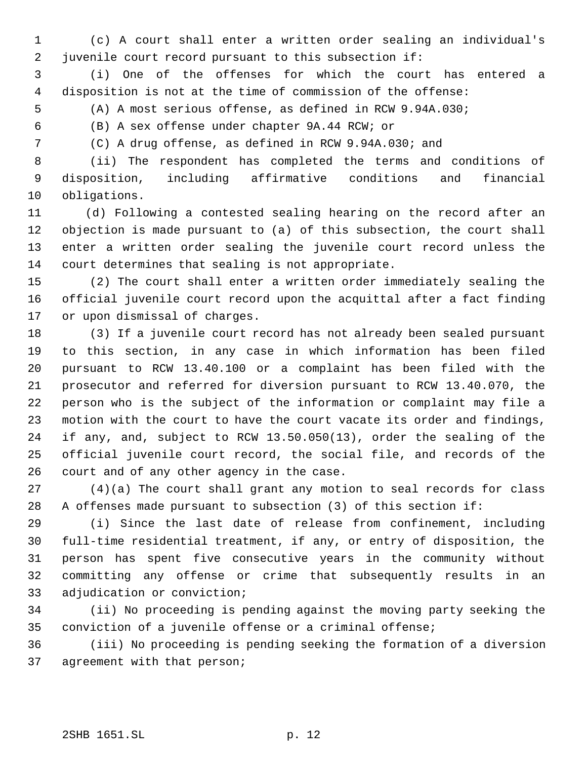(c) A court shall enter a written order sealing an individual's juvenile court record pursuant to this subsection if:

(i) One of the offenses for which the court has entered a disposition is not at the time of commission of the offense:

(A) A most serious offense, as defined in RCW 9.94A.030;

(B) A sex offense under chapter 9A.44 RCW; or

(C) A drug offense, as defined in RCW 9.94A.030; and

(ii) The respondent has completed the terms and conditions of disposition, including affirmative conditions and financial obligations.

(d) Following a contested sealing hearing on the record after an objection is made pursuant to (a) of this subsection, the court shall enter a written order sealing the juvenile court record unless the court determines that sealing is not appropriate.

(2) The court shall enter a written order immediately sealing the official juvenile court record upon the acquittal after a fact finding or upon dismissal of charges.

(3) If a juvenile court record has not already been sealed pursuant to this section, in any case in which information has been filed pursuant to RCW 13.40.100 or a complaint has been filed with the prosecutor and referred for diversion pursuant to RCW 13.40.070, the person who is the subject of the information or complaint may file a motion with the court to have the court vacate its order and findings, if any, and, subject to RCW 13.50.050(13), order the sealing of the official juvenile court record, the social file, and records of the court and of any other agency in the case.

(4)(a) The court shall grant any motion to seal records for class A offenses made pursuant to subsection (3) of this section if:

(i) Since the last date of release from confinement, including full-time residential treatment, if any, or entry of disposition, the person has spent five consecutive years in the community without committing any offense or crime that subsequently results in an adjudication or conviction;

(ii) No proceeding is pending against the moving party seeking the conviction of a juvenile offense or a criminal offense;

(iii) No proceeding is pending seeking the formation of a diversion agreement with that person;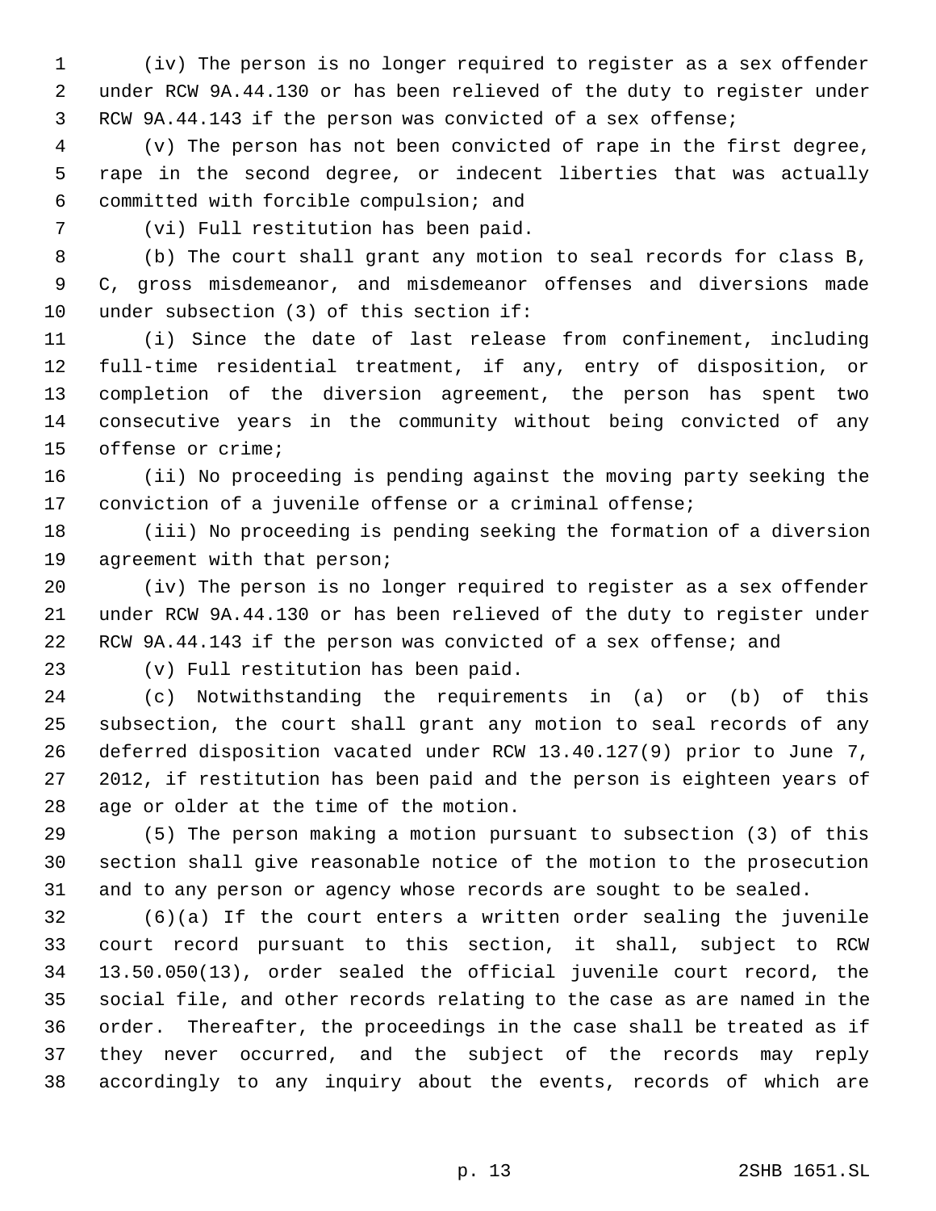(iv) The person is no longer required to register as a sex offender under RCW 9A.44.130 or has been relieved of the duty to register under RCW 9A.44.143 if the person was convicted of a sex offense;

(v) The person has not been convicted of rape in the first degree, rape in the second degree, or indecent liberties that was actually committed with forcible compulsion; and

(vi) Full restitution has been paid.

(b) The court shall grant any motion to seal records for class B, C, gross misdemeanor, and misdemeanor offenses and diversions made under subsection (3) of this section if:

(i) Since the date of last release from confinement, including full-time residential treatment, if any, entry of disposition, or completion of the diversion agreement, the person has spent two consecutive years in the community without being convicted of any offense or crime;

(ii) No proceeding is pending against the moving party seeking the conviction of a juvenile offense or a criminal offense;

(iii) No proceeding is pending seeking the formation of a diversion agreement with that person;

(iv) The person is no longer required to register as a sex offender under RCW 9A.44.130 or has been relieved of the duty to register under RCW 9A.44.143 if the person was convicted of a sex offense; and

(v) Full restitution has been paid.

(c) Notwithstanding the requirements in (a) or (b) of this subsection, the court shall grant any motion to seal records of any deferred disposition vacated under RCW 13.40.127(9) prior to June 7, 2012, if restitution has been paid and the person is eighteen years of age or older at the time of the motion.

(5) The person making a motion pursuant to subsection (3) of this section shall give reasonable notice of the motion to the prosecution and to any person or agency whose records are sought to be sealed.

(6)(a) If the court enters a written order sealing the juvenile court record pursuant to this section, it shall, subject to RCW 13.50.050(13), order sealed the official juvenile court record, the social file, and other records relating to the case as are named in the order. Thereafter, the proceedings in the case shall be treated as if they never occurred, and the subject of the records may reply accordingly to any inquiry about the events, records of which are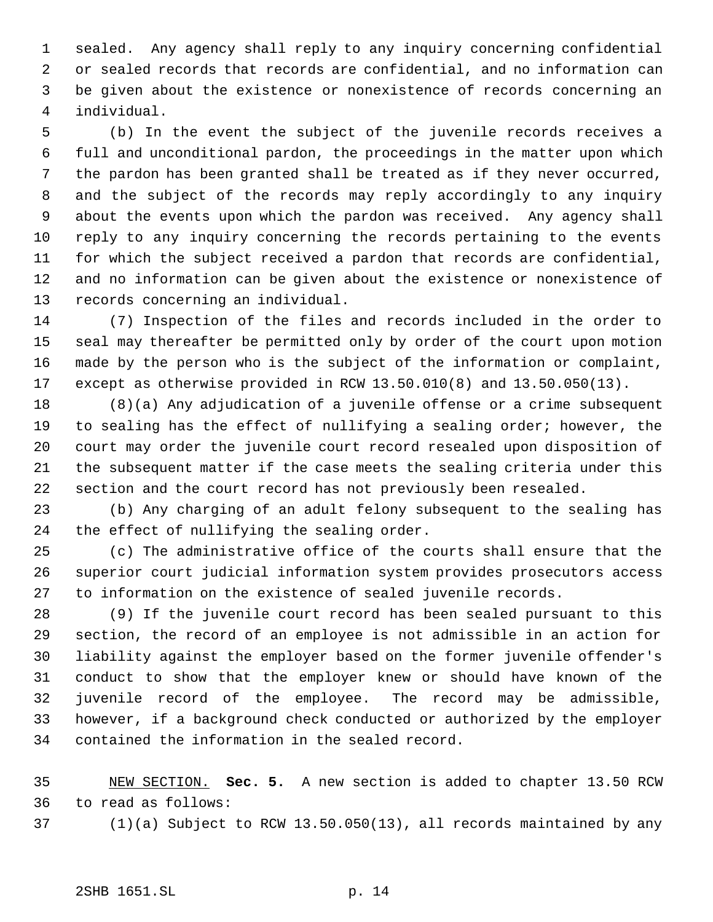sealed. Any agency shall reply to any inquiry concerning confidential or sealed records that records are confidential, and no information can be given about the existence or nonexistence of records concerning an individual.

(b) In the event the subject of the juvenile records receives a full and unconditional pardon, the proceedings in the matter upon which the pardon has been granted shall be treated as if they never occurred, and the subject of the records may reply accordingly to any inquiry about the events upon which the pardon was received. Any agency shall reply to any inquiry concerning the records pertaining to the events for which the subject received a pardon that records are confidential, and no information can be given about the existence or nonexistence of records concerning an individual.

(7) Inspection of the files and records included in the order to seal may thereafter be permitted only by order of the court upon motion made by the person who is the subject of the information or complaint, except as otherwise provided in RCW 13.50.010(8) and 13.50.050(13).

(8)(a) Any adjudication of a juvenile offense or a crime subsequent to sealing has the effect of nullifying a sealing order; however, the court may order the juvenile court record resealed upon disposition of the subsequent matter if the case meets the sealing criteria under this section and the court record has not previously been resealed.

(b) Any charging of an adult felony subsequent to the sealing has the effect of nullifying the sealing order.

(c) The administrative office of the courts shall ensure that the superior court judicial information system provides prosecutors access to information on the existence of sealed juvenile records.

(9) If the juvenile court record has been sealed pursuant to this section, the record of an employee is not admissible in an action for liability against the employer based on the former juvenile offender's conduct to show that the employer knew or should have known of the juvenile record of the employee. The record may be admissible, however, if a background check conducted or authorized by the employer contained the information in the sealed record.

NEW SECTION. **Sec. 5.** A new section is added to chapter 13.50 RCW to read as follows:

(1)(a) Subject to RCW 13.50.050(13), all records maintained by any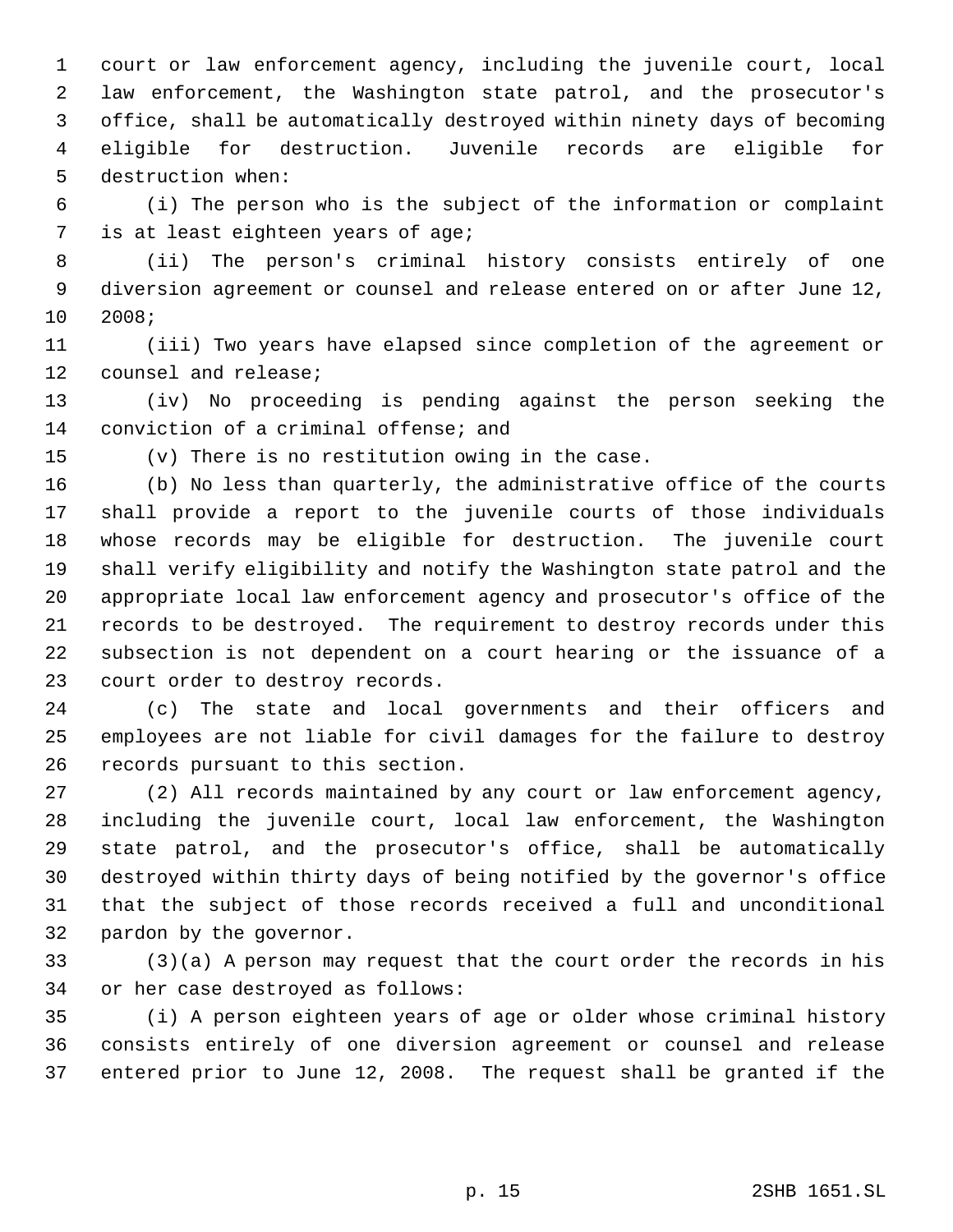court or law enforcement agency, including the juvenile court, local law enforcement, the Washington state patrol, and the prosecutor's office, shall be automatically destroyed within ninety days of becoming eligible for destruction. Juvenile records are eligible for destruction when:

(i) The person who is the subject of the information or complaint is at least eighteen years of age;

(ii) The person's criminal history consists entirely of one diversion agreement or counsel and release entered on or after June 12, 2008;

(iii) Two years have elapsed since completion of the agreement or counsel and release;

(iv) No proceeding is pending against the person seeking the conviction of a criminal offense; and

(v) There is no restitution owing in the case.

(b) No less than quarterly, the administrative office of the courts shall provide a report to the juvenile courts of those individuals whose records may be eligible for destruction. The juvenile court shall verify eligibility and notify the Washington state patrol and the appropriate local law enforcement agency and prosecutor's office of the records to be destroyed. The requirement to destroy records under this subsection is not dependent on a court hearing or the issuance of a court order to destroy records.

(c) The state and local governments and their officers and employees are not liable for civil damages for the failure to destroy records pursuant to this section.

(2) All records maintained by any court or law enforcement agency, including the juvenile court, local law enforcement, the Washington state patrol, and the prosecutor's office, shall be automatically destroyed within thirty days of being notified by the governor's office that the subject of those records received a full and unconditional pardon by the governor.

(3)(a) A person may request that the court order the records in his or her case destroyed as follows:

(i) A person eighteen years of age or older whose criminal history consists entirely of one diversion agreement or counsel and release entered prior to June 12, 2008. The request shall be granted if the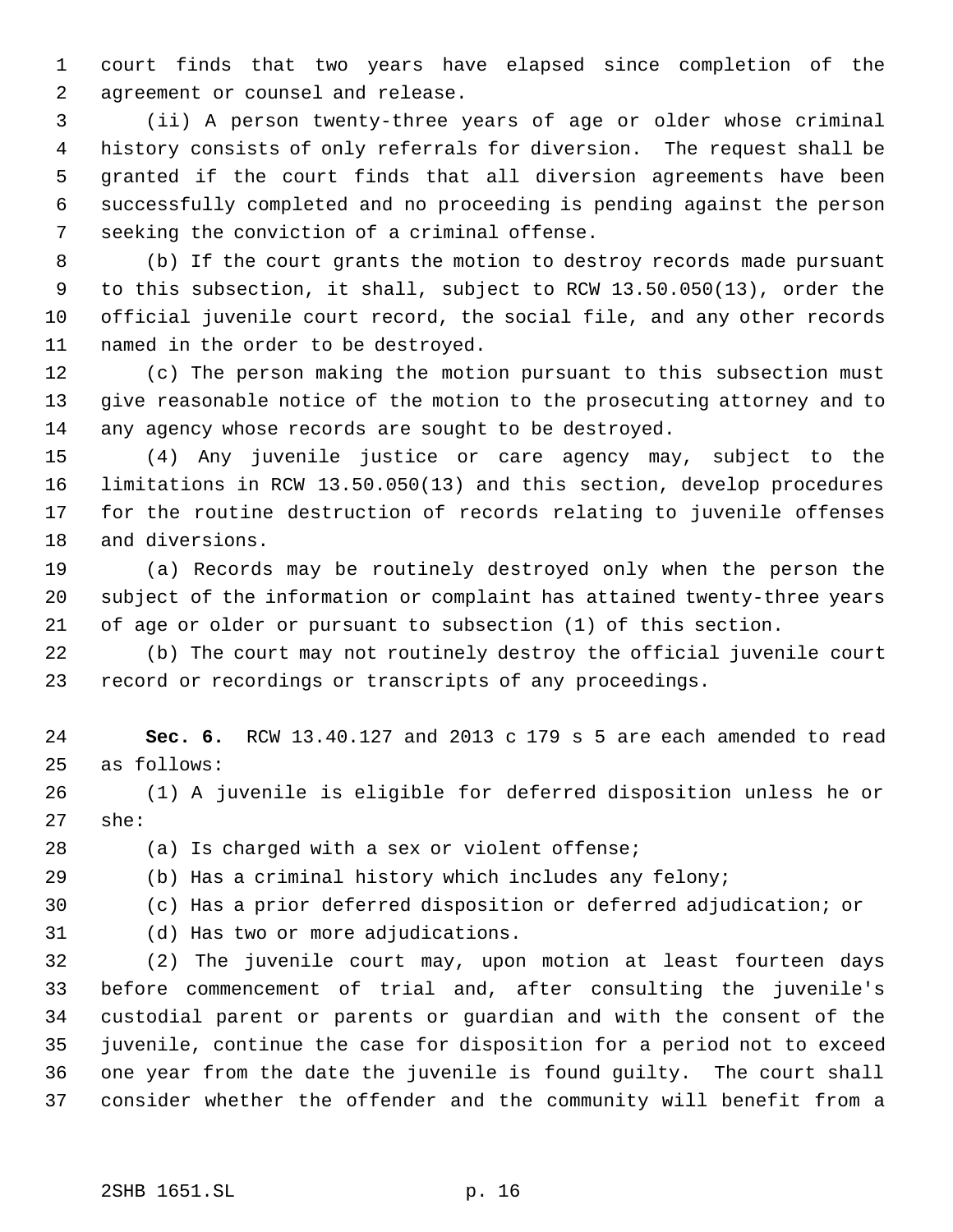court finds that two years have elapsed since completion of the agreement or counsel and release.

(ii) A person twenty-three years of age or older whose criminal history consists of only referrals for diversion. The request shall be granted if the court finds that all diversion agreements have been successfully completed and no proceeding is pending against the person seeking the conviction of a criminal offense.

(b) If the court grants the motion to destroy records made pursuant to this subsection, it shall, subject to RCW 13.50.050(13), order the official juvenile court record, the social file, and any other records named in the order to be destroyed.

(c) The person making the motion pursuant to this subsection must give reasonable notice of the motion to the prosecuting attorney and to any agency whose records are sought to be destroyed.

(4) Any juvenile justice or care agency may, subject to the limitations in RCW 13.50.050(13) and this section, develop procedures for the routine destruction of records relating to juvenile offenses and diversions.

(a) Records may be routinely destroyed only when the person the subject of the information or complaint has attained twenty-three years of age or older or pursuant to subsection (1) of this section.

(b) The court may not routinely destroy the official juvenile court record or recordings or transcripts of any proceedings.

**Sec. 6.** RCW 13.40.127 and 2013 c 179 s 5 are each amended to read as follows:

(1) A juvenile is eligible for deferred disposition unless he or she:

(a) Is charged with a sex or violent offense;

(b) Has a criminal history which includes any felony;

(c) Has a prior deferred disposition or deferred adjudication; or

(d) Has two or more adjudications.

(2) The juvenile court may, upon motion at least fourteen days before commencement of trial and, after consulting the juvenile's custodial parent or parents or guardian and with the consent of the juvenile, continue the case for disposition for a period not to exceed one year from the date the juvenile is found guilty. The court shall consider whether the offender and the community will benefit from a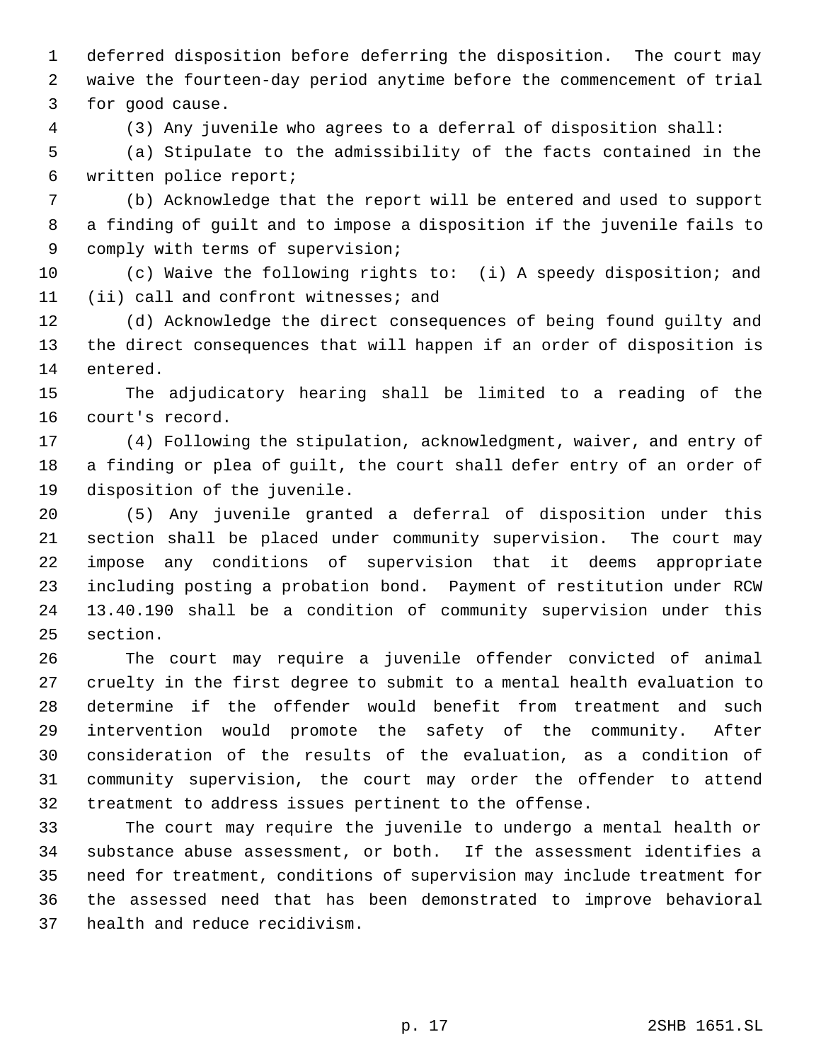deferred disposition before deferring the disposition. The court may waive the fourteen-day period anytime before the commencement of trial for good cause.

(3) Any juvenile who agrees to a deferral of disposition shall:

(a) Stipulate to the admissibility of the facts contained in the written police report;

(b) Acknowledge that the report will be entered and used to support a finding of guilt and to impose a disposition if the juvenile fails to comply with terms of supervision;

(c) Waive the following rights to: (i) A speedy disposition; and (ii) call and confront witnesses; and

(d) Acknowledge the direct consequences of being found guilty and the direct consequences that will happen if an order of disposition is entered.

The adjudicatory hearing shall be limited to a reading of the court's record.

(4) Following the stipulation, acknowledgment, waiver, and entry of a finding or plea of guilt, the court shall defer entry of an order of disposition of the juvenile.

(5) Any juvenile granted a deferral of disposition under this section shall be placed under community supervision. The court may impose any conditions of supervision that it deems appropriate including posting a probation bond. Payment of restitution under RCW 13.40.190 shall be a condition of community supervision under this section.

The court may require a juvenile offender convicted of animal cruelty in the first degree to submit to a mental health evaluation to determine if the offender would benefit from treatment and such intervention would promote the safety of the community. After consideration of the results of the evaluation, as a condition of community supervision, the court may order the offender to attend treatment to address issues pertinent to the offense.

The court may require the juvenile to undergo a mental health or substance abuse assessment, or both. If the assessment identifies a need for treatment, conditions of supervision may include treatment for the assessed need that has been demonstrated to improve behavioral health and reduce recidivism.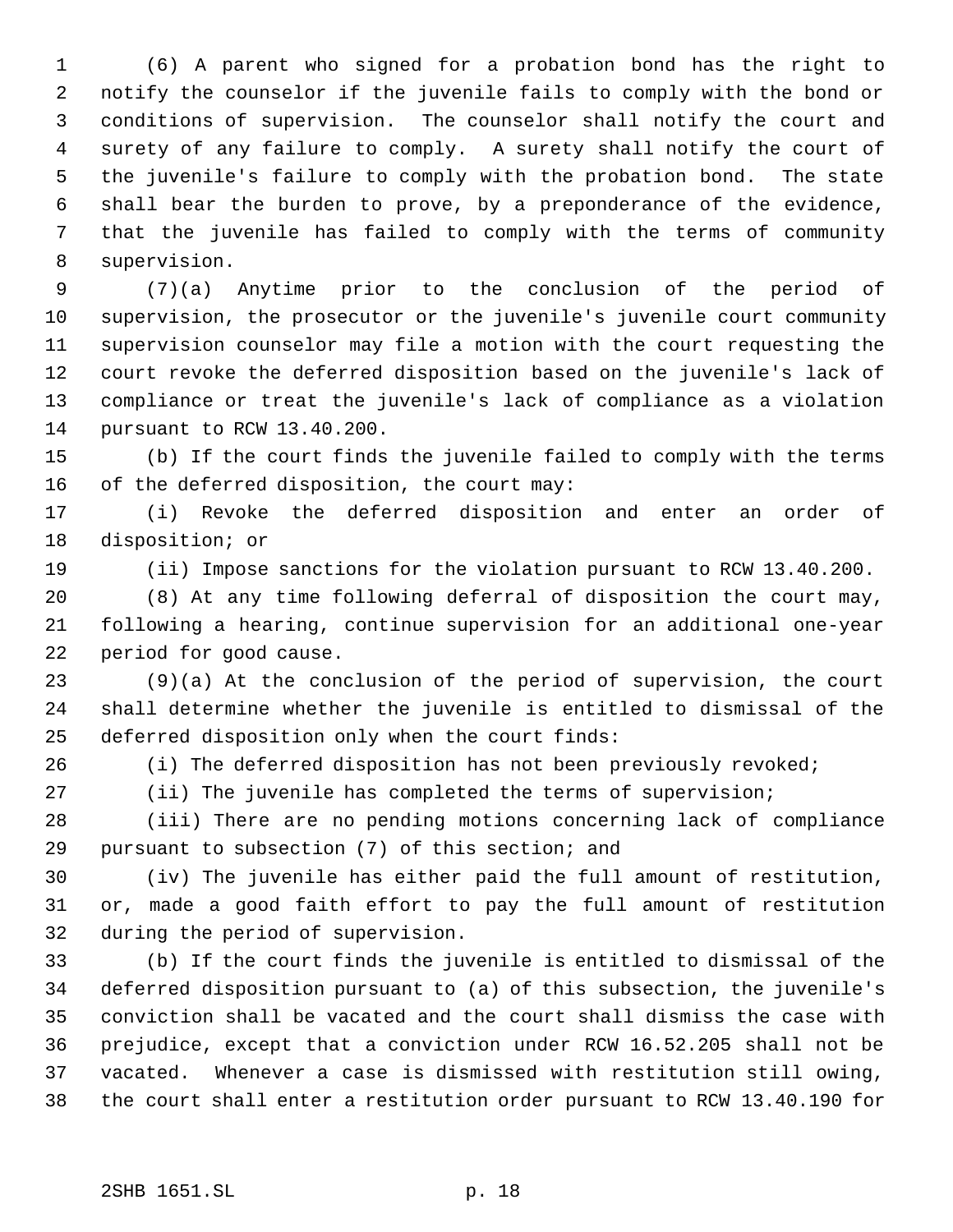(6) A parent who signed for a probation bond has the right to notify the counselor if the juvenile fails to comply with the bond or conditions of supervision. The counselor shall notify the court and surety of any failure to comply. A surety shall notify the court of the juvenile's failure to comply with the probation bond. The state shall bear the burden to prove, by a preponderance of the evidence, that the juvenile has failed to comply with the terms of community supervision.

(7)(a) Anytime prior to the conclusion of the period of supervision, the prosecutor or the juvenile's juvenile court community supervision counselor may file a motion with the court requesting the court revoke the deferred disposition based on the juvenile's lack of compliance or treat the juvenile's lack of compliance as a violation pursuant to RCW 13.40.200.

(b) If the court finds the juvenile failed to comply with the terms of the deferred disposition, the court may:

(i) Revoke the deferred disposition and enter an order of disposition; or

(ii) Impose sanctions for the violation pursuant to RCW 13.40.200.

(8) At any time following deferral of disposition the court may, following a hearing, continue supervision for an additional one-year period for good cause.

(9)(a) At the conclusion of the period of supervision, the court shall determine whether the juvenile is entitled to dismissal of the deferred disposition only when the court finds:

(i) The deferred disposition has not been previously revoked;

(ii) The juvenile has completed the terms of supervision;

(iii) There are no pending motions concerning lack of compliance pursuant to subsection (7) of this section; and

(iv) The juvenile has either paid the full amount of restitution, or, made a good faith effort to pay the full amount of restitution during the period of supervision.

(b) If the court finds the juvenile is entitled to dismissal of the deferred disposition pursuant to (a) of this subsection, the juvenile's conviction shall be vacated and the court shall dismiss the case with prejudice, except that a conviction under RCW 16.52.205 shall not be vacated. Whenever a case is dismissed with restitution still owing, the court shall enter a restitution order pursuant to RCW 13.40.190 for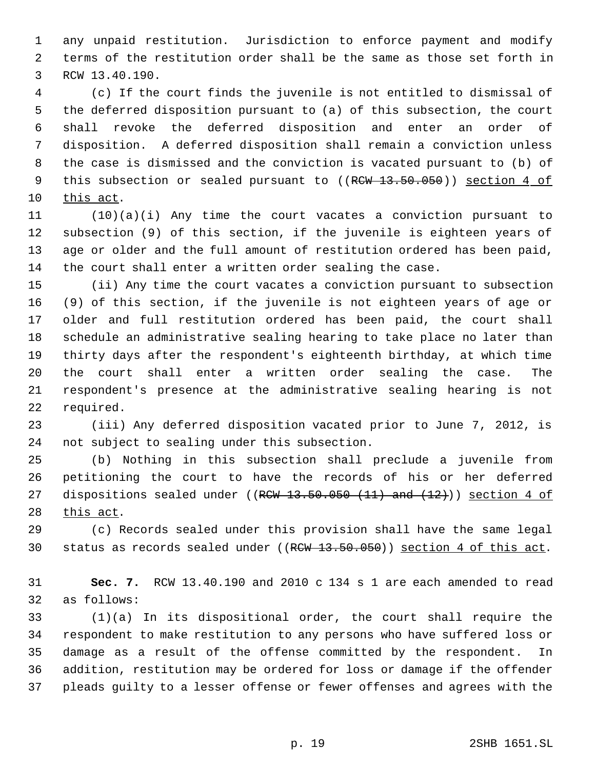any unpaid restitution. Jurisdiction to enforce payment and modify terms of the restitution order shall be the same as those set forth in RCW 13.40.190.

(c) If the court finds the juvenile is not entitled to dismissal of the deferred disposition pursuant to (a) of this subsection, the court shall revoke the deferred disposition and enter an order of disposition. A deferred disposition shall remain a conviction unless the case is dismissed and the conviction is vacated pursuant to (b) of this subsection or sealed pursuant to ((~~RCW 13.50.050~~)) <u>section 4 of this act</u>.

(10)(a)(i) Any time the court vacates a conviction pursuant to subsection (9) of this section, if the juvenile is eighteen years of age or older and the full amount of restitution ordered has been paid, the court shall enter a written order sealing the case.

(ii) Any time the court vacates a conviction pursuant to subsection (9) of this section, if the juvenile is not eighteen years of age or older and full restitution ordered has been paid, the court shall schedule an administrative sealing hearing to take place no later than thirty days after the respondent's eighteenth birthday, at which time the court shall enter a written order sealing the case. The respondent's presence at the administrative sealing hearing is not required.

(iii) Any deferred disposition vacated prior to June 7, 2012, is not subject to sealing under this subsection.

(b) Nothing in this subsection shall preclude a juvenile from petitioning the court to have the records of his or her deferred dispositions sealed under ((~~RCW 13.50.050 (11) and (12)~~)) <u>section 4 of this act</u>.

(c) Records sealed under this provision shall have the same legal status as records sealed under ((~~RCW 13.50.050~~)) <u>section 4 of this act</u>.

**Sec. 7.** RCW 13.40.190 and 2010 c 134 s 1 are each amended to read as follows:

(1)(a) In its dispositional order, the court shall require the respondent to make restitution to any persons who have suffered loss or damage as a result of the offense committed by the respondent. In addition, restitution may be ordered for loss or damage if the offender pleads guilty to a lesser offense or fewer offenses and agrees with the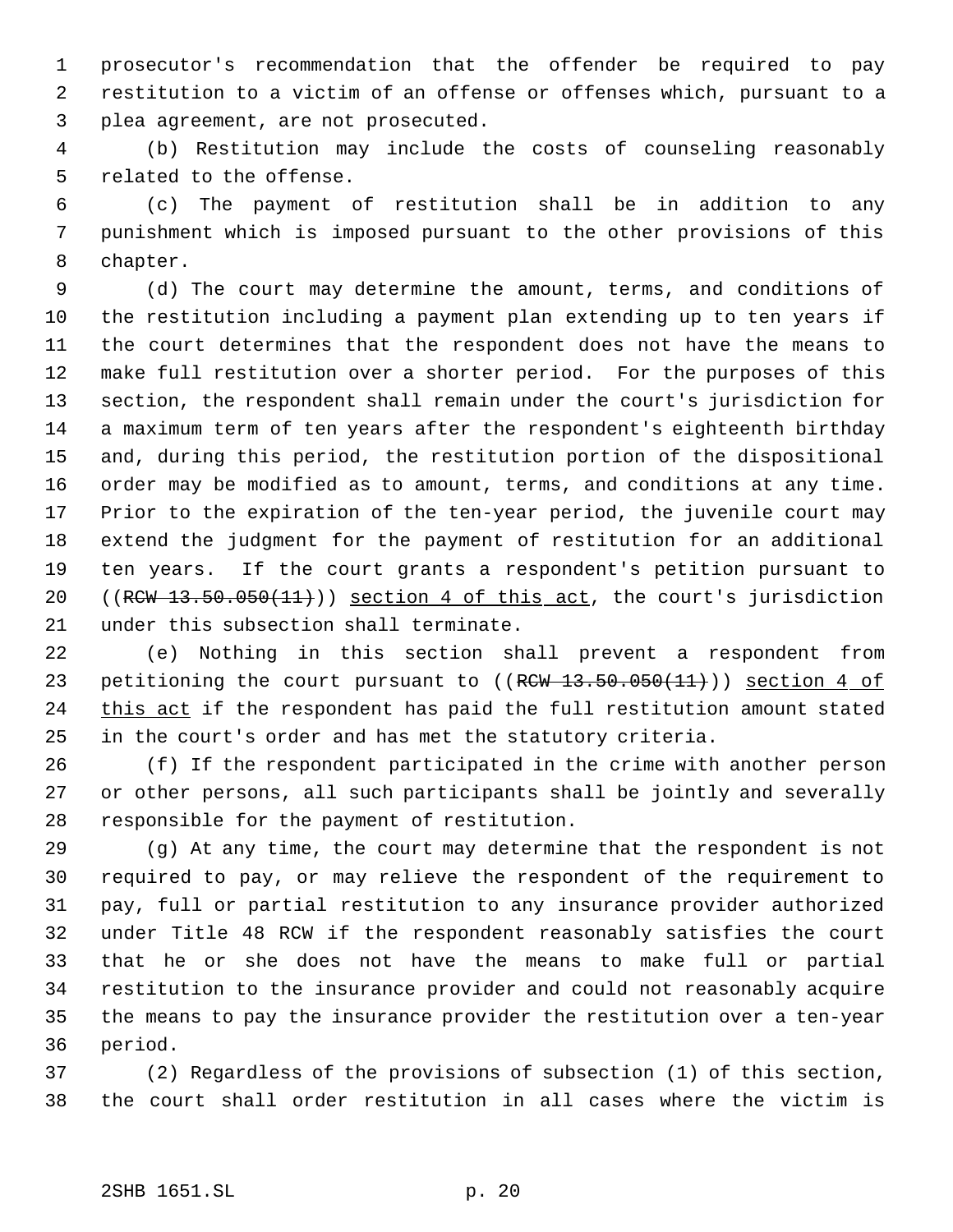prosecutor's recommendation that the offender be required to pay restitution to a victim of an offense or offenses which, pursuant to a plea agreement, are not prosecuted.

(b) Restitution may include the costs of counseling reasonably related to the offense.

(c) The payment of restitution shall be in addition to any punishment which is imposed pursuant to the other provisions of this chapter.

(d) The court may determine the amount, terms, and conditions of the restitution including a payment plan extending up to ten years if the court determines that the respondent does not have the means to make full restitution over a shorter period. For the purposes of this section, the respondent shall remain under the court's jurisdiction for a maximum term of ten years after the respondent's eighteenth birthday and, during this period, the restitution portion of the dispositional order may be modified as to amount, terms, and conditions at any time. Prior to the expiration of the ten-year period, the juvenile court may extend the judgment for the payment of restitution for an additional ten years. If the court grants a respondent's petition pursuant to ((~~RCW 13.50.050(11)~~)) <u>section 4 of this act</u>, the court's jurisdiction under this subsection shall terminate.

(e) Nothing in this section shall prevent a respondent from petitioning the court pursuant to ((~~RCW 13.50.050(11)~~)) <u>section 4 of this act</u> if the respondent has paid the full restitution amount stated in the court's order and has met the statutory criteria.

(f) If the respondent participated in the crime with another person or other persons, all such participants shall be jointly and severally responsible for the payment of restitution.

(g) At any time, the court may determine that the respondent is not required to pay, or may relieve the respondent of the requirement to pay, full or partial restitution to any insurance provider authorized under Title 48 RCW if the respondent reasonably satisfies the court that he or she does not have the means to make full or partial restitution to the insurance provider and could not reasonably acquire the means to pay the insurance provider the restitution over a ten-year period.

(2) Regardless of the provisions of subsection (1) of this section, the court shall order restitution in all cases where the victim is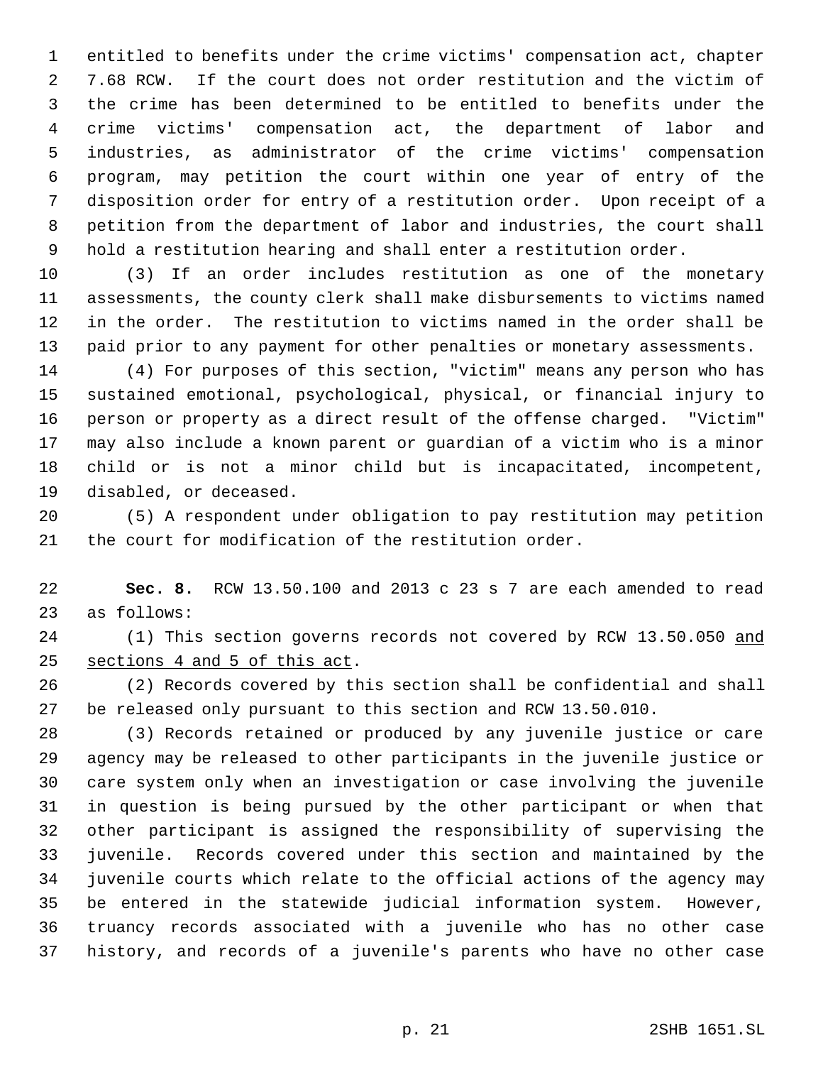entitled to benefits under the crime victims' compensation act, chapter 7.68 RCW. If the court does not order restitution and the victim of the crime has been determined to be entitled to benefits under the crime victims' compensation act, the department of labor and industries, as administrator of the crime victims' compensation program, may petition the court within one year of entry of the disposition order for entry of a restitution order. Upon receipt of a petition from the department of labor and industries, the court shall hold a restitution hearing and shall enter a restitution order.

(3) If an order includes restitution as one of the monetary assessments, the county clerk shall make disbursements to victims named in the order. The restitution to victims named in the order shall be paid prior to any payment for other penalties or monetary assessments.

(4) For purposes of this section, "victim" means any person who has sustained emotional, psychological, physical, or financial injury to person or property as a direct result of the offense charged. "Victim" may also include a known parent or guardian of a victim who is a minor child or is not a minor child but is incapacitated, incompetent, disabled, or deceased.

(5) A respondent under obligation to pay restitution may petition the court for modification of the restitution order.

**Sec. 8.** RCW 13.50.100 and 2013 c 23 s 7 are each amended to read as follows:

(1) This section governs records not covered by RCW 13.50.050 <u>and sections 4 and 5 of this act</u>.

(2) Records covered by this section shall be confidential and shall be released only pursuant to this section and RCW 13.50.010.

(3) Records retained or produced by any juvenile justice or care agency may be released to other participants in the juvenile justice or care system only when an investigation or case involving the juvenile in question is being pursued by the other participant or when that other participant is assigned the responsibility of supervising the juvenile. Records covered under this section and maintained by the juvenile courts which relate to the official actions of the agency may be entered in the statewide judicial information system. However, truancy records associated with a juvenile who has no other case history, and records of a juvenile's parents who have no other case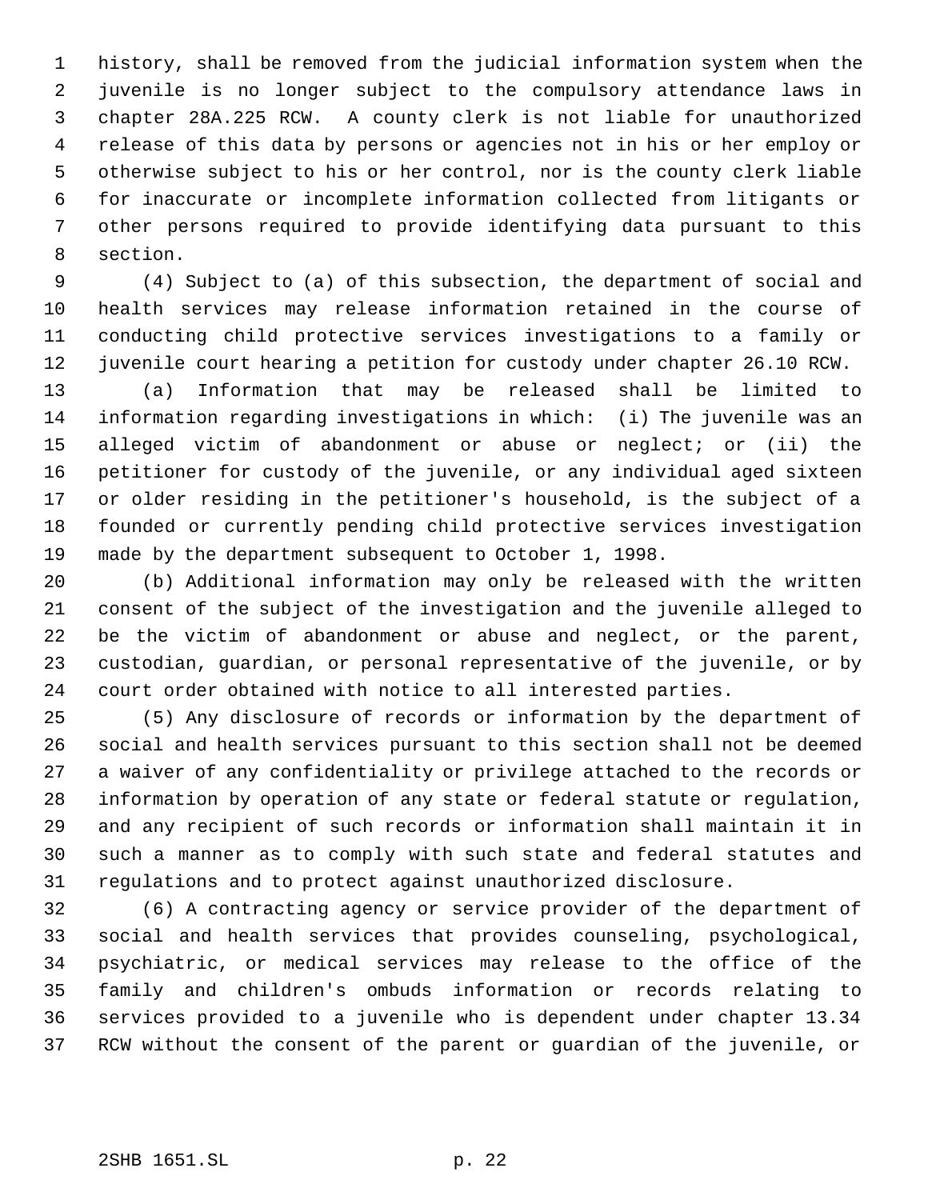history, shall be removed from the judicial information system when the juvenile is no longer subject to the compulsory attendance laws in chapter 28A.225 RCW. A county clerk is not liable for unauthorized release of this data by persons or agencies not in his or her employ or otherwise subject to his or her control, nor is the county clerk liable for inaccurate or incomplete information collected from litigants or other persons required to provide identifying data pursuant to this section.

(4) Subject to (a) of this subsection, the department of social and health services may release information retained in the course of conducting child protective services investigations to a family or juvenile court hearing a petition for custody under chapter 26.10 RCW.

(a) Information that may be released shall be limited to information regarding investigations in which: (i) The juvenile was an alleged victim of abandonment or abuse or neglect; or (ii) the petitioner for custody of the juvenile, or any individual aged sixteen or older residing in the petitioner's household, is the subject of a founded or currently pending child protective services investigation made by the department subsequent to October 1, 1998.

(b) Additional information may only be released with the written consent of the subject of the investigation and the juvenile alleged to be the victim of abandonment or abuse and neglect, or the parent, custodian, guardian, or personal representative of the juvenile, or by court order obtained with notice to all interested parties.

(5) Any disclosure of records or information by the department of social and health services pursuant to this section shall not be deemed a waiver of any confidentiality or privilege attached to the records or information by operation of any state or federal statute or regulation, and any recipient of such records or information shall maintain it in such a manner as to comply with such state and federal statutes and regulations and to protect against unauthorized disclosure.

(6) A contracting agency or service provider of the department of social and health services that provides counseling, psychological, psychiatric, or medical services may release to the office of the family and children's ombuds information or records relating to services provided to a juvenile who is dependent under chapter 13.34 RCW without the consent of the parent or guardian of the juvenile, or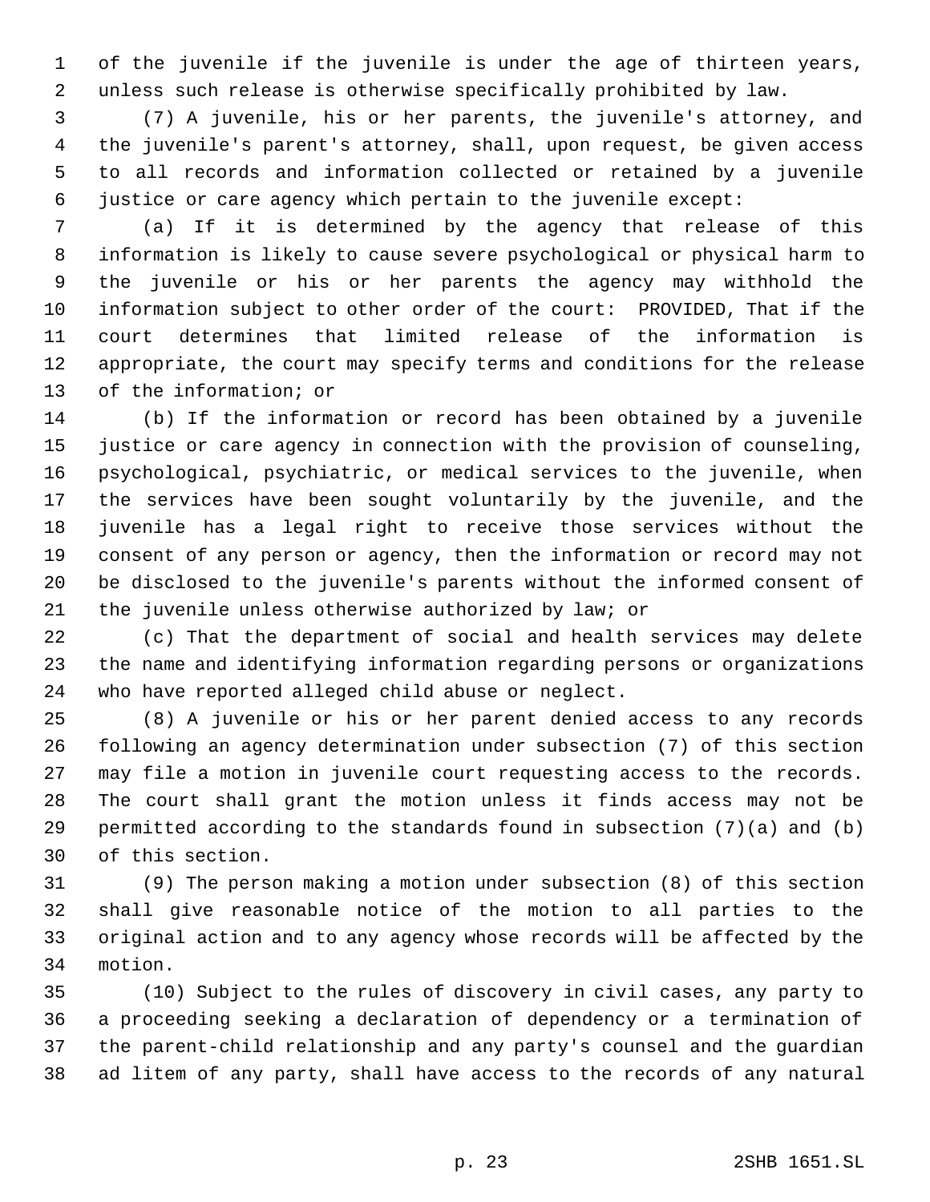of the juvenile if the juvenile is under the age of thirteen years, unless such release is otherwise specifically prohibited by law.

(7) A juvenile, his or her parents, the juvenile's attorney, and the juvenile's parent's attorney, shall, upon request, be given access to all records and information collected or retained by a juvenile justice or care agency which pertain to the juvenile except:

(a) If it is determined by the agency that release of this information is likely to cause severe psychological or physical harm to the juvenile or his or her parents the agency may withhold the information subject to other order of the court: PROVIDED, That if the court determines that limited release of the information is appropriate, the court may specify terms and conditions for the release of the information; or

(b) If the information or record has been obtained by a juvenile justice or care agency in connection with the provision of counseling, psychological, psychiatric, or medical services to the juvenile, when the services have been sought voluntarily by the juvenile, and the juvenile has a legal right to receive those services without the consent of any person or agency, then the information or record may not be disclosed to the juvenile's parents without the informed consent of the juvenile unless otherwise authorized by law; or

(c) That the department of social and health services may delete the name and identifying information regarding persons or organizations who have reported alleged child abuse or neglect.

(8) A juvenile or his or her parent denied access to any records following an agency determination under subsection (7) of this section may file a motion in juvenile court requesting access to the records. The court shall grant the motion unless it finds access may not be permitted according to the standards found in subsection (7)(a) and (b) of this section.

(9) The person making a motion under subsection (8) of this section shall give reasonable notice of the motion to all parties to the original action and to any agency whose records will be affected by the motion.

(10) Subject to the rules of discovery in civil cases, any party to a proceeding seeking a declaration of dependency or a termination of the parent-child relationship and any party's counsel and the guardian ad litem of any party, shall have access to the records of any natural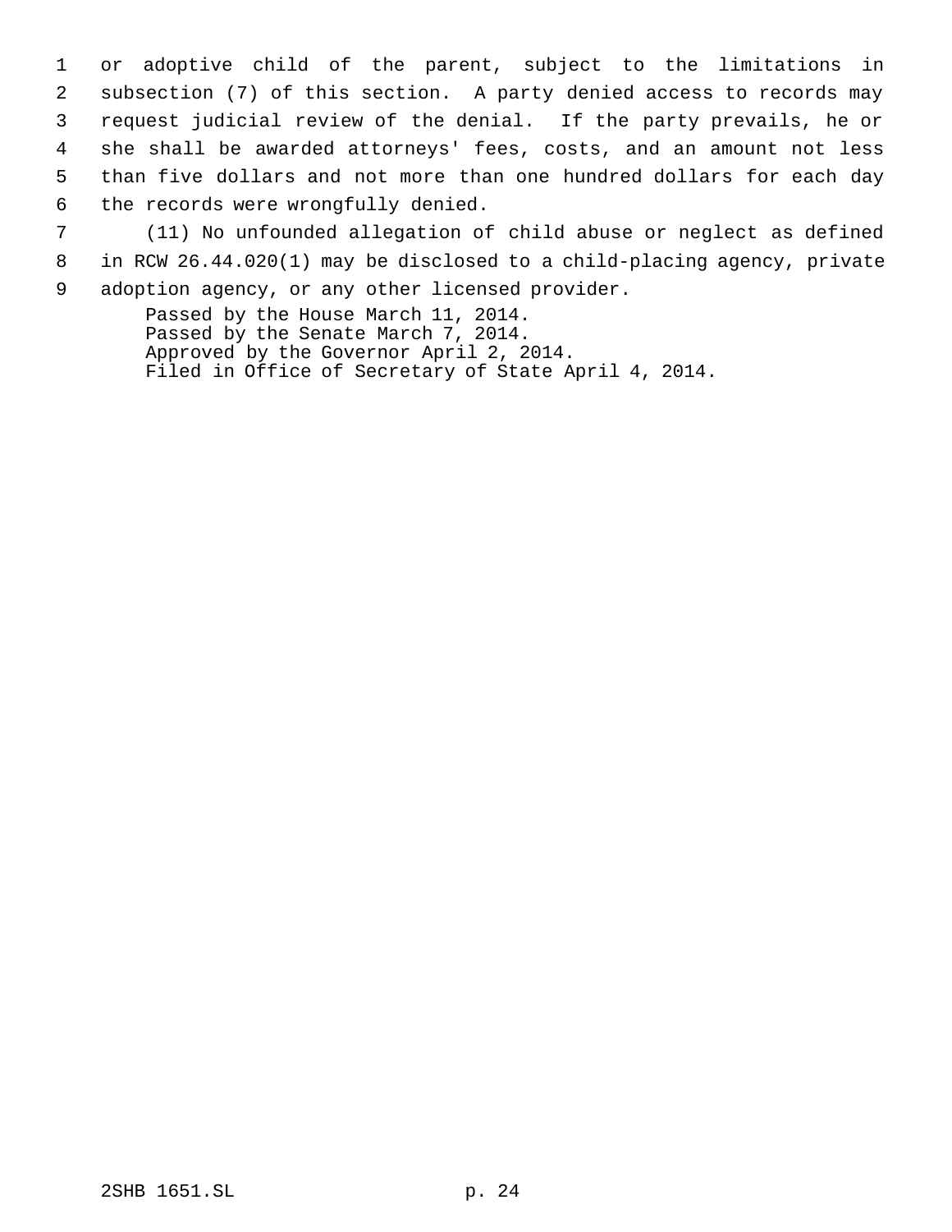or adoptive child of the parent, subject to the limitations in subsection (7) of this section. A party denied access to records may request judicial review of the denial. If the party prevails, he or she shall be awarded attorneys' fees, costs, and an amount not less than five dollars and not more than one hundred dollars for each day the records were wrongfully denied.

(11) No unfounded allegation of child abuse or neglect as defined in RCW 26.44.020(1) may be disclosed to a child-placing agency, private adoption agency, or any other licensed provider.

Passed by the House March 11, 2014.
Passed by the Senate March 7, 2014.
Approved by the Governor April 2, 2014.
Filed in Office of Secretary of State April 4, 2014.